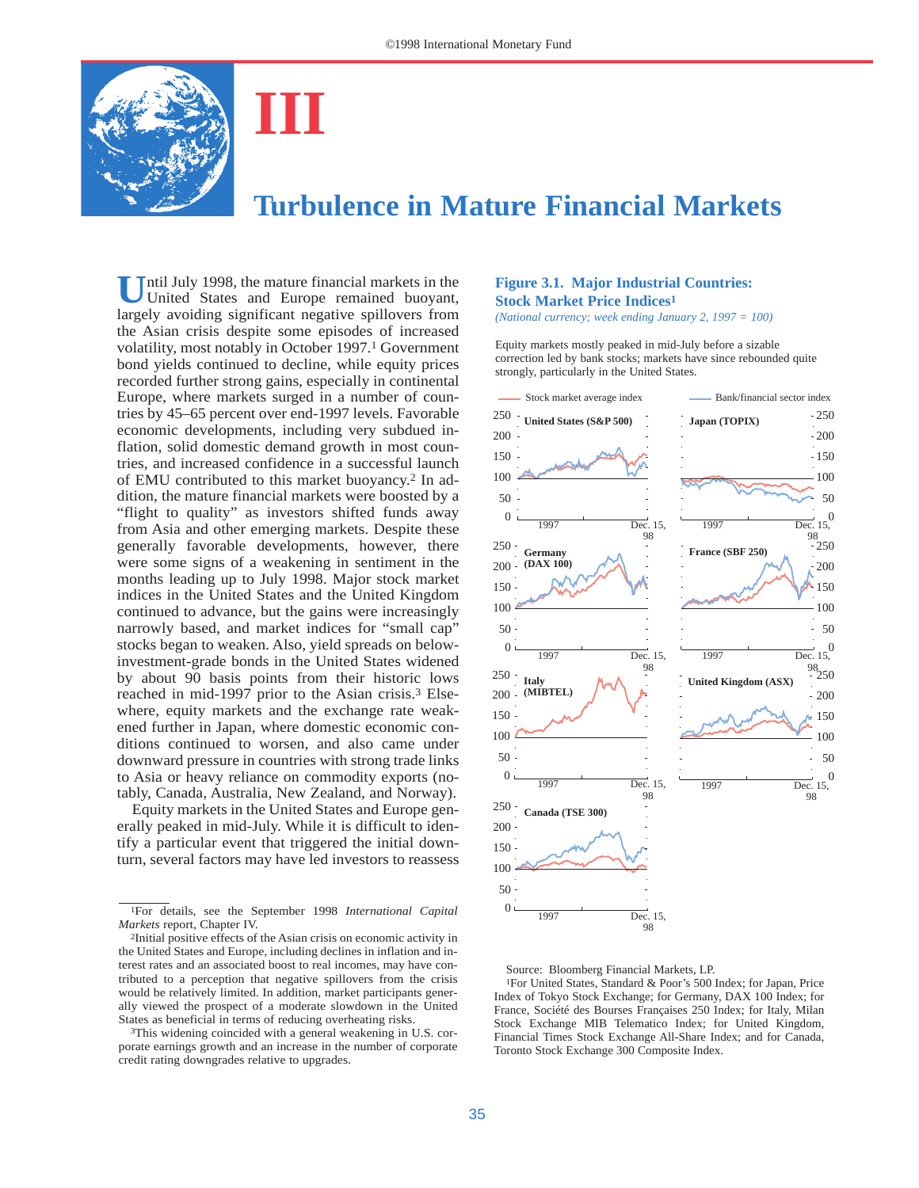# III

# Turbulence in Mature Financial Markets

Until July 1998, the mature financial markets in the United States and Europe remained buoyant, largely avoiding significant negative spillovers from the Asian crisis despite some episodes of increased volatility, most notably in October 1997.[1] Government bond yields continued to decline, while equity prices recorded further strong gains, especially in continental Europe, where markets surged in a number of countries by 45–65 percent over end-1997 levels. Favorable economic developments, including very subdued inflation, solid domestic demand growth in most countries, and increased confidence in a successful launch of EMU contributed to this market buoyancy.[2] In addition, the mature financial markets were boosted by a "flight to quality" as investors shifted funds away from Asia and other emerging markets. Despite these generally favorable developments, however, there were some signs of a weakening in sentiment in the months leading up to July 1998. Major stock market indices in the United States and the United Kingdom continued to advance, but the gains were increasingly narrowly based, and market indices for "small cap" stocks began to weaken. Also, yield spreads on below-investment-grade bonds in the United States widened by about 90 basis points from their historic lows reached in mid-1997 prior to the Asian crisis.[3] Elsewhere, equity markets and the exchange rate weakened further in Japan, where domestic economic conditions continued to worsen, and also came under downward pressure in countries with strong trade links to Asia or heavy reliance on commodity exports (notably, Canada, Australia, New Zealand, and Norway).

Equity markets in the United States and Europe generally peaked in mid-July. While it is difficult to identify a particular event that triggered the initial downturn, several factors may have led investors to reassess

[1]For details, see the September 1998 *International Capital Markets* report, Chapter IV.

[2]Initial positive effects of the Asian crisis on economic activity in the United States and Europe, including declines in inflation and interest rates and an associated boost to real incomes, may have contributed to a perception that negative spillovers from the crisis would be relatively limited. In addition, market participants generally viewed the prospect of a moderate slowdown in the United States as beneficial in terms of reducing overheating risks.

[3]This widening coincided with a general weakening in U.S. corporate earnings growth and an increase in the number of corporate credit rating downgrades relative to upgrades.

**Figure 3.1. Major Industrial Countries: Stock Market Price Indices[1]**
*(National currency; week ending January 2, 1997 = 100)*

Equity markets mostly peaked in mid-July before a sizable correction led by bank stocks; markets have since rebounded quite strongly, particularly in the United States.

Stock market average index
Bank/financial sector index

United States (S&P 500)
Japan (TOPIX)
Germany (DAX 100)
France (SBF 250)
Italy (MIBTEL)
United Kingdom (ASX)
Canada (TSE 300)

250, 200, 150, 100, 50, 0
1997 Dec. 15, 98

Source: Bloomberg Financial Markets, LP.

[1]For United States, Standard & Poor's 500 Index; for Japan, Price Index of Tokyo Stock Exchange; for Germany, DAX 100 Index; for France, Société des Bourses Françaises 250 Index; for Italy, Milan Stock Exchange MIB Telematico Index; for United Kingdom, Financial Times Stock Exchange All-Share Index; and for Canada, Toronto Stock Exchange 300 Composite Index.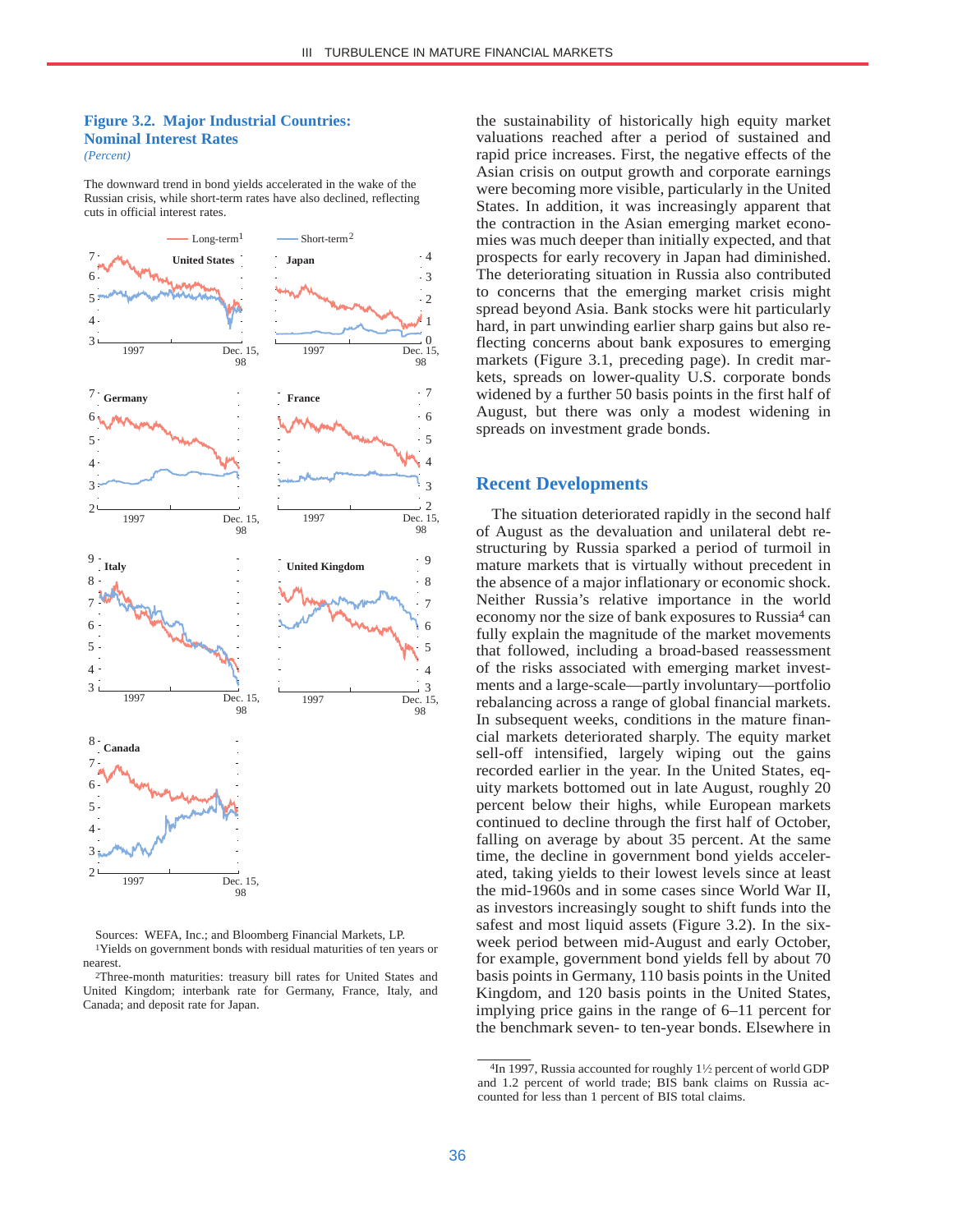**Figure 3.2. Major Industrial Countries: Nominal Interest Rates**
*(Percent)*

The downward trend in bond yields accelerated in the wake of the Russian crisis, while short-term rates have also declined, reflecting cuts in official interest rates.

Long-term[1]
Short-term[2]

United States
7
6
5
4
3
1997
Dec. 15, 98

Japan
4
3
2
1
0
1997
Dec. 15, 98

Germany
7
6
5
4
3
2
1997
Dec. 15, 98

France
7
6
5
4
3
2
1997
Dec. 15, 98

Italy
9
8
7
6
5
4
3
1997
Dec. 15, 98

United Kingdom
9
8
7
6
5
4
3
1997
Dec. 15, 98

Canada
8
7
6
5
4
3
2
1997
Dec. 15, 98

Sources: WEFA, Inc.; and Bloomberg Financial Markets, LP.
[1]Yields on government bonds with residual maturities of ten years or nearest.
[2]Three-month maturities: treasury bill rates for United States and United Kingdom; interbank rate for Germany, France, Italy, and Canada; and deposit rate for Japan.

the sustainability of historically high equity market valuations reached after a period of sustained and rapid price increases. First, the negative effects of the Asian crisis on output growth and corporate earnings were becoming more visible, particularly in the United States. In addition, it was increasingly apparent that the contraction in the Asian emerging market economies was much deeper than initially expected, and that prospects for early recovery in Japan had diminished. The deteriorating situation in Russia also contributed to concerns that the emerging market crisis might spread beyond Asia. Bank stocks were hit particularly hard, in part unwinding earlier sharp gains but also reflecting concerns about bank exposures to emerging markets (Figure 3.1, preceding page). In credit markets, spreads on lower-quality U.S. corporate bonds widened by a further 50 basis points in the first half of August, but there was only a modest widening in spreads on investment grade bonds.

## Recent Developments

The situation deteriorated rapidly in the second half of August as the devaluation and unilateral debt restructuring by Russia sparked a period of turmoil in mature markets that is virtually without precedent in the absence of a major inflationary or economic shock. Neither Russia's relative importance in the world economy nor the size of bank exposures to Russia[4] can fully explain the magnitude of the market movements that followed, including a broad-based reassessment of the risks associated with emerging market investments and a large-scale—partly involuntary—portfolio rebalancing across a range of global financial markets. In subsequent weeks, conditions in the mature financial markets deteriorated sharply. The equity market sell-off intensified, largely wiping out the gains recorded earlier in the year. In the United States, equity markets bottomed out in late August, roughly 20 percent below their highs, while European markets continued to decline through the first half of October, falling on average by about 35 percent. At the same time, the decline in government bond yields accelerated, taking yields to their lowest levels since at least the mid-1960s and in some cases since World War II, as investors increasingly sought to shift funds into the safest and most liquid assets (Figure 3.2). In the six-week period between mid-August and early October, for example, government bond yields fell by about 70 basis points in Germany, 110 basis points in the United Kingdom, and 120 basis points in the United States, implying price gains in the range of 6–11 percent for the benchmark seven- to ten-year bonds. Elsewhere in

[4]In 1997, Russia accounted for roughly 1½ percent of world GDP and 1.2 percent of world trade; BIS bank claims on Russia accounted for less than 1 percent of BIS total claims.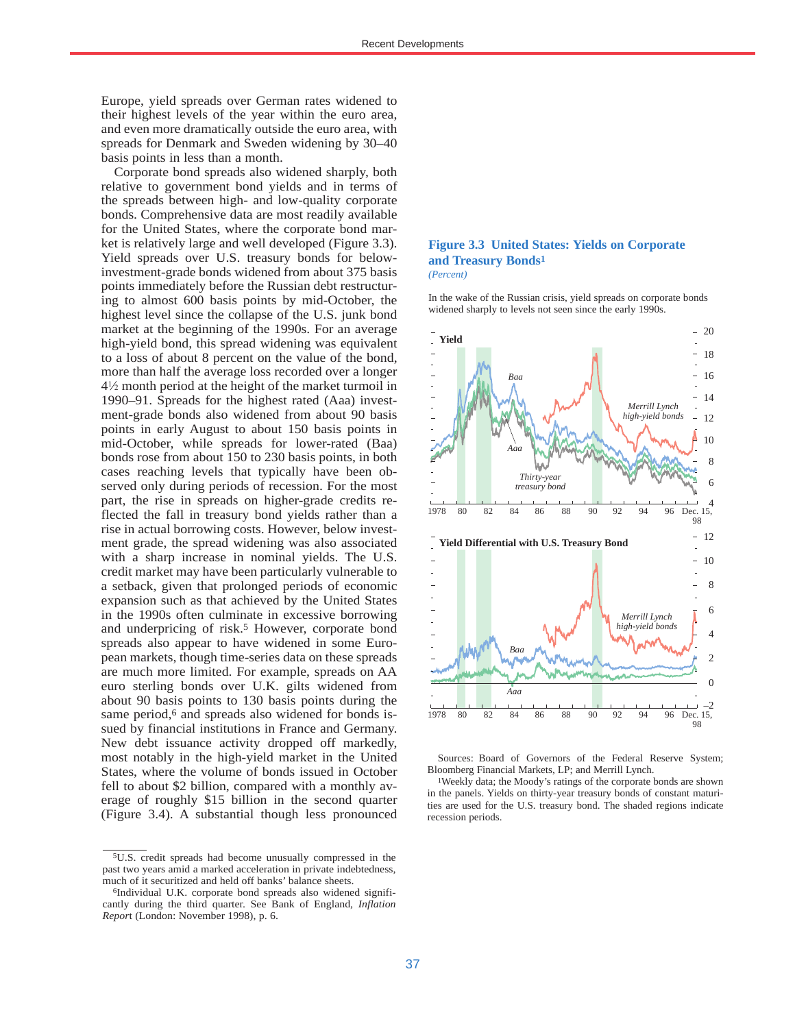Europe, yield spreads over German rates widened to their highest levels of the year within the euro area, and even more dramatically outside the euro area, with spreads for Denmark and Sweden widening by 30–40 basis points in less than a month.

Corporate bond spreads also widened sharply, both relative to government bond yields and in terms of the spreads between high- and low-quality corporate bonds. Comprehensive data are most readily available for the United States, where the corporate bond market is relatively large and well developed (Figure 3.3). Yield spreads over U.S. treasury bonds for below-investment-grade bonds widened from about 375 basis points immediately before the Russian debt restructuring to almost 600 basis points by mid-October, the highest level since the collapse of the U.S. junk bond market at the beginning of the 1990s. For an average high-yield bond, this spread widening was equivalent to a loss of about 8 percent on the value of the bond, more than half the average loss recorded over a longer 4½ month period at the height of the market turmoil in 1990–91. Spreads for the highest rated (Aaa) investment-grade bonds also widened from about 90 basis points in early August to about 150 basis points in mid-October, while spreads for lower-rated (Baa) bonds rose from about 150 to 230 basis points, in both cases reaching levels that typically have been observed only during periods of recession. For the most part, the rise in spreads on higher-grade credits reflected the fall in treasury bond yields rather than a rise in actual borrowing costs. However, below investment grade, the spread widening was also associated with a sharp increase in nominal yields. The U.S. credit market may have been particularly vulnerable to a setback, given that prolonged periods of economic expansion such as that enjoyed by the United States in the 1990s often culminate in excessive borrowing and underpricing of risk.[5] However, corporate bond spreads also appear to have widened in some European markets, though time-series data on these spreads are much more limited. For example, spreads on AA euro sterling bonds over U.K. gilts widened from about 90 basis points to 130 basis points during the same period,[6] and spreads also widened for bonds issued by financial institutions in France and Germany. New debt issuance activity dropped off markedly, most notably in the high-yield market in the United States, where the volume of bonds issued in October fell to about $2 billion, compared with a monthly average of roughly $15 billion in the second quarter (Figure 3.4). A substantial though less pronounced

**Figure 3.3 United States: Yields on Corporate and Treasury Bonds[1]**
*(Percent)*

In the wake of the Russian crisis, yield spreads on corporate bonds widened sharply to levels not seen since the early 1990s.

Yield
Baa
Aaa
Merrill Lynch high-yield bonds
Thirty-year treasury bond
20
18
16
14
12
10
8
6
4
1978 80 82 84 86 88 90 92 94 96 Dec. 15, 98

Yield Differential with U.S. Treasury Bond
Merrill Lynch high-yield bonds
Baa
Aaa
12
10
8
6
4
2
0
–2
1978 80 82 84 86 88 90 92 94 96 Dec. 15, 98

Sources: Board of Governors of the Federal Reserve System; Bloomberg Financial Markets, LP; and Merrill Lynch.

[1]Weekly data; the Moody's ratings of the corporate bonds are shown in the panels. Yields on thirty-year treasury bonds of constant maturities are used for the U.S. treasury bond. The shaded regions indicate recession periods.

---

[5]U.S. credit spreads had become unusually compressed in the past two years amid a marked acceleration in private indebtedness, much of it securitized and held off banks' balance sheets.

[6]Individual U.K. corporate bond spreads also widened significantly during the third quarter. See Bank of England, *Inflation Report* (London: November 1998), p. 6.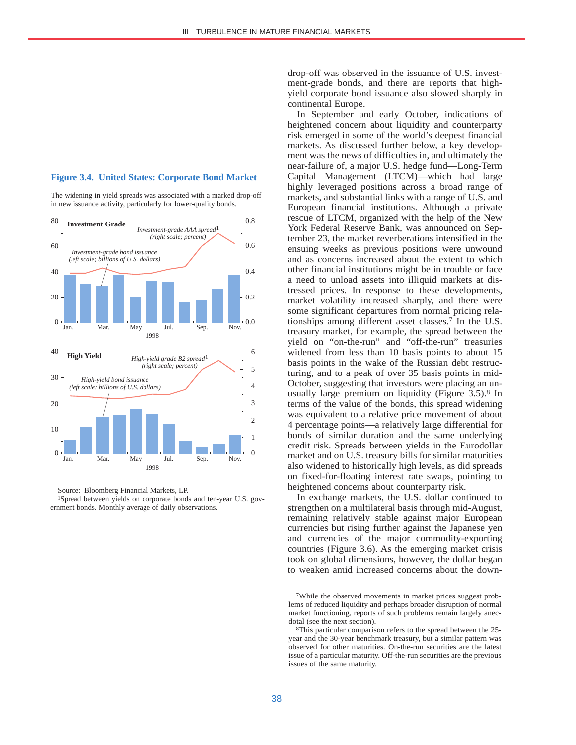**Figure 3.4. United States: Corporate Bond Market**

The widening in yield spreads was associated with a marked drop-off in new issuance activity, particularly for lower-quality bonds.

Investment Grade

Investment-grade AAA spread[1] (right scale; percent)

Investment-grade bond issuance (left scale; billions of U.S. dollars)

80
60
40
20
0

0.8
0.6
0.4
0.2
0.0

Jan. Mar. May Jul. Sep. Nov.
1998

High Yield

High-yield grade B2 spread[1] (right scale; percent)

High-yield bond issuance (left scale; billions of U.S. dollars)

40
30
20
10
0

6
5
4
3
2
1
0

Jan. Mar. May Jul. Sep. Nov.
1998

Source: Bloomberg Financial Markets, LP.

[1]Spread between yields on corporate bonds and ten-year U.S. government bonds. Monthly average of daily observations.

drop-off was observed in the issuance of U.S. investment-grade bonds, and there are reports that high-yield corporate bond issuance also slowed sharply in continental Europe.

In September and early October, indications of heightened concern about liquidity and counterparty risk emerged in some of the world's deepest financial markets. As discussed further below, a key development was the news of difficulties in, and ultimately the near-failure of, a major U.S. hedge fund—Long-Term Capital Management (LTCM)—which had large highly leveraged positions across a broad range of markets, and substantial links with a range of U.S. and European financial institutions. Although a private rescue of LTCM, organized with the help of the New York Federal Reserve Bank, was announced on September 23, the market reverberations intensified in the ensuing weeks as previous positions were unwound and as concerns increased about the extent to which other financial institutions might be in trouble or face a need to unload assets into illiquid markets at distressed prices. In response to these developments, market volatility increased sharply, and there were some significant departures from normal pricing relationships among different asset classes.[7] In the U.S. treasury market, for example, the spread between the yield on "on-the-run" and "off-the-run" treasuries widened from less than 10 basis points to about 15 basis points in the wake of the Russian debt restructuring, and to a peak of over 35 basis points in mid-October, suggesting that investors were placing an unusually large premium on liquidity (Figure 3.5).[8] In terms of the value of the bonds, this spread widening was equivalent to a relative price movement of about 4 percentage points—a relatively large differential for bonds of similar duration and the same underlying credit risk. Spreads between yields in the Eurodollar market and on U.S. treasury bills for similar maturities also widened to historically high levels, as did spreads on fixed-for-floating interest rate swaps, pointing to heightened concerns about counterparty risk.

In exchange markets, the U.S. dollar continued to strengthen on a multilateral basis through mid-August, remaining relatively stable against major European currencies but rising further against the Japanese yen and currencies of the major commodity-exporting countries (Figure 3.6). As the emerging market crisis took on global dimensions, however, the dollar began to weaken amid increased concerns about the down-

[7]While the observed movements in market prices suggest problems of reduced liquidity and perhaps broader disruption of normal market functioning, reports of such problems remain largely anecdotal (see the next section).

[8]This particular comparison refers to the spread between the 25-year and the 30-year benchmark treasury, but a similar pattern was observed for other maturities. On-the-run securities are the latest issue of a particular maturity. Off-the-run securities are the previous issues of the same maturity.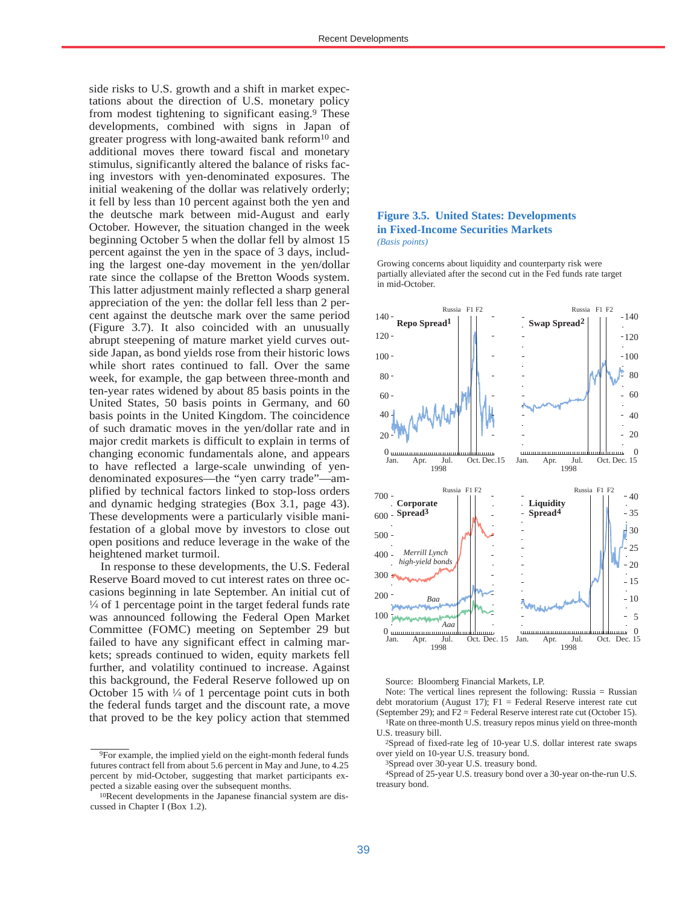side risks to U.S. growth and a shift in market expectations about the direction of U.S. monetary policy from modest tightening to significant easing.[9] These developments, combined with signs in Japan of greater progress with long-awaited bank reform[10] and additional moves there toward fiscal and monetary stimulus, significantly altered the balance of risks facing investors with yen-denominated exposures. The initial weakening of the dollar was relatively orderly; it fell by less than 10 percent against both the yen and the deutsche mark between mid-August and early October. However, the situation changed in the week beginning October 5 when the dollar fell by almost 15 percent against the yen in the space of 3 days, including the largest one-day movement in the yen/dollar rate since the collapse of the Bretton Woods system. This latter adjustment mainly reflected a sharp general appreciation of the yen: the dollar fell less than 2 percent against the deutsche mark over the same period (Figure 3.7). It also coincided with an unusually abrupt steepening of mature market yield curves outside Japan, as bond yields rose from their historic lows while short rates continued to fall. Over the same week, for example, the gap between three-month and ten-year rates widened by about 85 basis points in the United States, 50 basis points in Germany, and 60 basis points in the United Kingdom. The coincidence of such dramatic moves in the yen/dollar rate and in major credit markets is difficult to explain in terms of changing economic fundamentals alone, and appears to have reflected a large-scale unwinding of yen-denominated exposures—the "yen carry trade"—amplified by technical factors linked to stop-loss orders and dynamic hedging strategies (Box 3.1, page 43). These developments were a particularly visible manifestation of a global move by investors to close out open positions and reduce leverage in the wake of the heightened market turmoil.

In response to these developments, the U.S. Federal Reserve Board moved to cut interest rates on three occasions beginning in late September. An initial cut of ¼ of 1 percentage point in the target federal funds rate was announced following the Federal Open Market Committee (FOMC) meeting on September 29 but failed to have any significant effect in calming markets; spreads continued to widen, equity markets fell further, and volatility continued to increase. Against this background, the Federal Reserve followed up on October 15 with ¼ of 1 percentage point cuts in both the federal funds target and the discount rate, a move that proved to be the key policy action that stemmed

[9] For example, the implied yield on the eight-month federal funds futures contract fell from about 5.6 percent in May and June, to 4.25 percent by mid-October, suggesting that market participants expected a sizable easing over the subsequent months.

[10] Recent developments in the Japanese financial system are discussed in Chapter I (Box 1.2).

**Figure 3.5. United States: Developments in Fixed-Income Securities Markets**
*(Basis points)*

Growing concerns about liquidity and counterparty risk were partially alleviated after the second cut in the Fed funds rate target in mid-October.

Repo Spread[1]
Russia F1 F2
140, 120, 100, 80, 60, 40, 20, 0
Jan. Apr. Jul. Oct. Dec.15
1998

Swap Spread[2]
Russia F1 F2
140, 120, 100, 80, 60, 40, 20, 0
Jan. Apr. Jul. Oct. Dec. 15
1998

Corporate Spread[3]
Russia F1 F2
700, 600, 500, 400, 300, 200, 100, 0
Merrill Lynch high-yield bonds
Baa
Aaa
Jan. Apr. Jul. Oct. Dec. 15
1998

Liquidity Spread[4]
Russia F1 F2
40, 35, 30, 25, 20, 15, 10, 5, 0
Jan. Apr. Jul. Oct. Dec. 15
1998

Source: Bloomberg Financial Markets, LP.
Note: The vertical lines represent the following: Russia = Russian debt moratorium (August 17); F1 = Federal Reserve interest rate cut (September 29); and F2 = Federal Reserve interest rate cut (October 15).
[1] Rate on three-month U.S. treasury repos minus yield on three-month U.S. treasury bill.
[2] Spread of fixed-rate leg of 10-year U.S. dollar interest rate swaps over yield on 10-year U.S. treasury bond.
[3] Spread over 30-year U.S. treasury bond.
[4] Spread of 25-year U.S. treasury bond over a 30-year on-the-run U.S. treasury bond.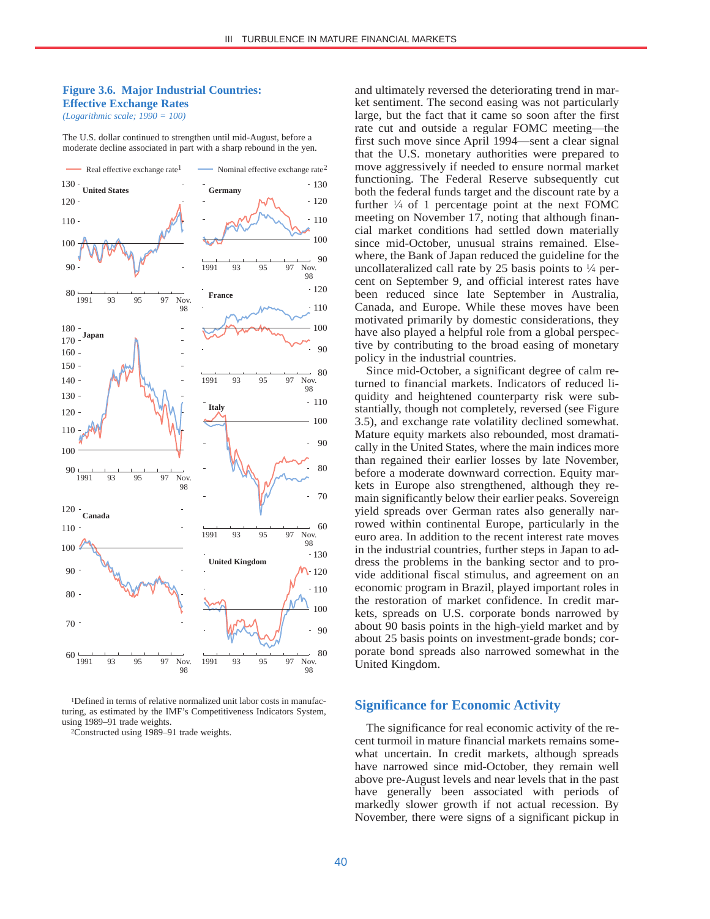**Figure 3.6. Major Industrial Countries: Effective Exchange Rates**
*(Logarithmic scale; 1990 = 100)*

The U.S. dollar continued to strengthen until mid-August, before a moderate decline associated in part with a sharp rebound in the yen.

Real effective exchange rate[1]
Nominal effective exchange rate[2]

United States
130
120
110
100
90
80
1991 93 95 97 Nov. 98

Germany
130
120
110
100
90
1991 93 95 97 Nov. 98

France
120
110
100
90
80
1991 93 95 97 Nov. 98

Japan
180
170
160
150
140
130
120
110
100
90
1991 93 95 97 Nov. 98

Italy
110
100
90
80
70
60
1991 93 95 97 Nov. 98

Canada
120
110
100
90
80
70
60
1991 93 95 97 Nov. 98

United Kingdom
130
120
110
100
90
80
1991 93 95 97 Nov. 98

[1]Defined in terms of relative normalized unit labor costs in manufacturing, as estimated by the IMF's Competitiveness Indicators System, using 1989–91 trade weights.
[2]Constructed using 1989–91 trade weights.

and ultimately reversed the deteriorating trend in market sentiment. The second easing was not particularly large, but the fact that it came so soon after the first rate cut and outside a regular FOMC meeting—the first such move since April 1994—sent a clear signal that the U.S. monetary authorities were prepared to move aggressively if needed to ensure normal market functioning. The Federal Reserve subsequently cut both the federal funds target and the discount rate by a further ¼ of 1 percentage point at the next FOMC meeting on November 17, noting that although financial market conditions had settled down materially since mid-October, unusual strains remained. Elsewhere, the Bank of Japan reduced the guideline for the uncollateralized call rate by 25 basis points to ¼ percent on September 9, and official interest rates have been reduced since late September in Australia, Canada, and Europe. While these moves have been motivated primarily by domestic considerations, they have also played a helpful role from a global perspective by contributing to the broad easing of monetary policy in the industrial countries.

Since mid-October, a significant degree of calm returned to financial markets. Indicators of reduced liquidity and heightened counterparty risk were substantially, though not completely, reversed (see Figure 3.5), and exchange rate volatility declined somewhat. Mature equity markets also rebounded, most dramatically in the United States, where the main indices more than regained their earlier losses by late November, before a moderate downward correction. Equity markets in Europe also strengthened, although they remain significantly below their earlier peaks. Sovereign yield spreads over German rates also generally narrowed within continental Europe, particularly in the euro area. In addition to the recent interest rate moves in the industrial countries, further steps in Japan to address the problems in the banking sector and to provide additional fiscal stimulus, and agreement on an economic program in Brazil, played important roles in the restoration of market confidence. In credit markets, spreads on U.S. corporate bonds narrowed by about 90 basis points in the high-yield market and by about 25 basis points on investment-grade bonds; corporate bond spreads also narrowed somewhat in the United Kingdom.

## Significance for Economic Activity

The significance for real economic activity of the recent turmoil in mature financial markets remains somewhat uncertain. In credit markets, although spreads have narrowed since mid-October, they remain well above pre-August levels and near levels that in the past have generally been associated with periods of markedly slower growth if not actual recession. By November, there were signs of a significant pickup in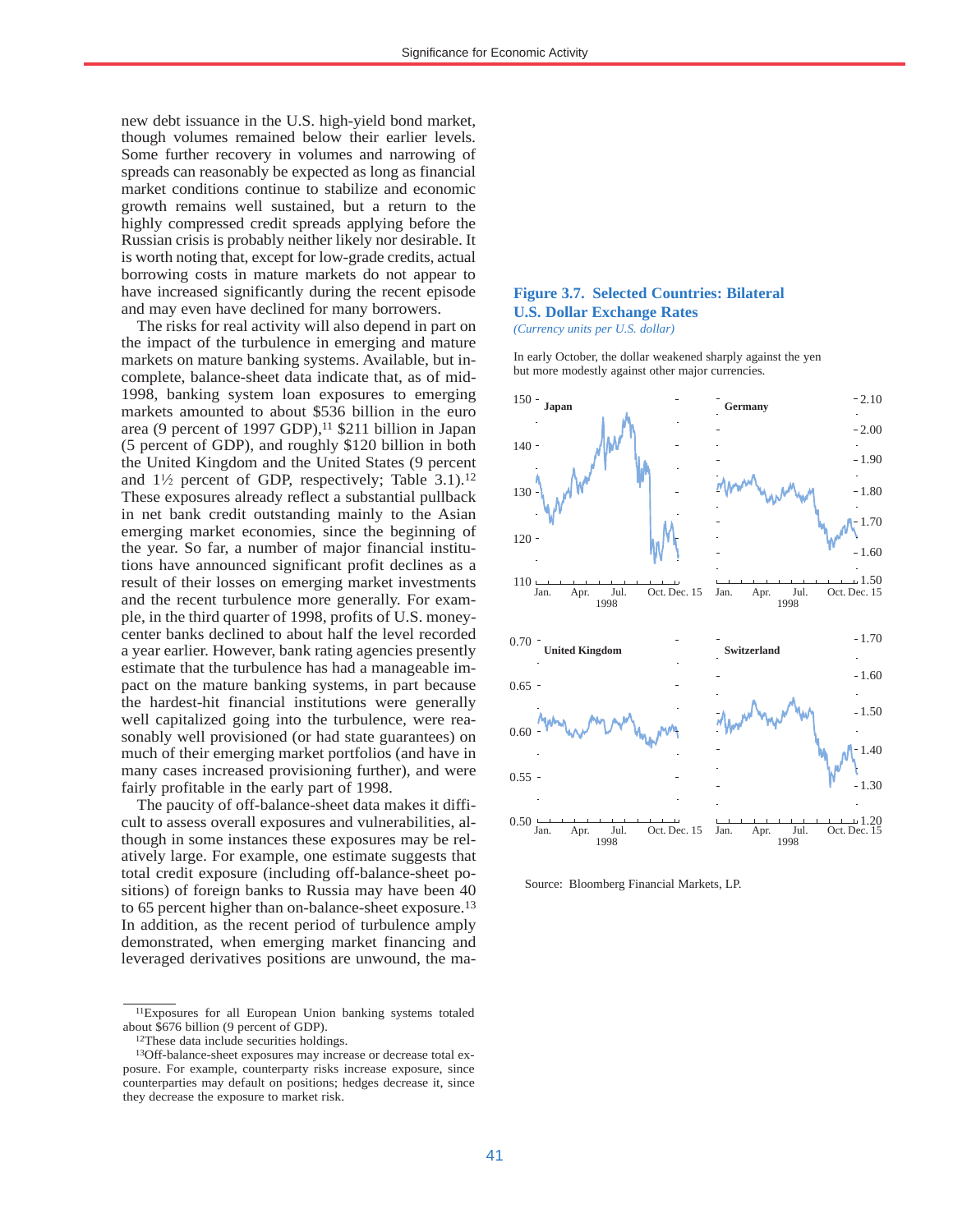new debt issuance in the U.S. high-yield bond market, though volumes remained below their earlier levels. Some further recovery in volumes and narrowing of spreads can reasonably be expected as long as financial market conditions continue to stabilize and economic growth remains well sustained, but a return to the highly compressed credit spreads applying before the Russian crisis is probably neither likely nor desirable. It is worth noting that, except for low-grade credits, actual borrowing costs in mature markets do not appear to have increased significantly during the recent episode and may even have declined for many borrowers.

The risks for real activity will also depend in part on the impact of the turbulence in emerging and mature markets on mature banking systems. Available, but incomplete, balance-sheet data indicate that, as of mid-1998, banking system loan exposures to emerging markets amounted to about $536 billion in the euro area (9 percent of 1997 GDP),[11] $211 billion in Japan (5 percent of GDP), and roughly $120 billion in both the United Kingdom and the United States (9 percent and 1½ percent of GDP, respectively; Table 3.1).[12] These exposures already reflect a substantial pullback in net bank credit outstanding mainly to the Asian emerging market economies, since the beginning of the year. So far, a number of major financial institutions have announced significant profit declines as a result of their losses on emerging market investments and the recent turbulence more generally. For example, in the third quarter of 1998, profits of U.S. money-center banks declined to about half the level recorded a year earlier. However, bank rating agencies presently estimate that the turbulence has had a manageable impact on the mature banking systems, in part because the hardest-hit financial institutions were generally well capitalized going into the turbulence, were reasonably well provisioned (or had state guarantees) on much of their emerging market portfolios (and have in many cases increased provisioning further), and were fairly profitable in the early part of 1998.

The paucity of off-balance-sheet data makes it difficult to assess overall exposures and vulnerabilities, although in some instances these exposures may be relatively large. For example, one estimate suggests that total credit exposure (including off-balance-sheet positions) of foreign banks to Russia may have been 40 to 65 percent higher than on-balance-sheet exposure.[13] In addition, as the recent period of turbulence amply demonstrated, when emerging market financing and leveraged derivatives positions are unwound, the ma-

**Figure 3.7. Selected Countries: Bilateral U.S. Dollar Exchange Rates**
*(Currency units per U.S. dollar)*

In early October, the dollar weakened sharply against the yen but more modestly against other major currencies.

Source: Bloomberg Financial Markets, LP.

---

[11]Exposures for all European Union banking systems totaled about $676 billion (9 percent of GDP).

[12]These data include securities holdings.

[13]Off-balance-sheet exposures may increase or decrease total exposure. For example, counterparty risks increase exposure, since counterparties may default on positions; hedges decrease it, since they decrease the exposure to market risk.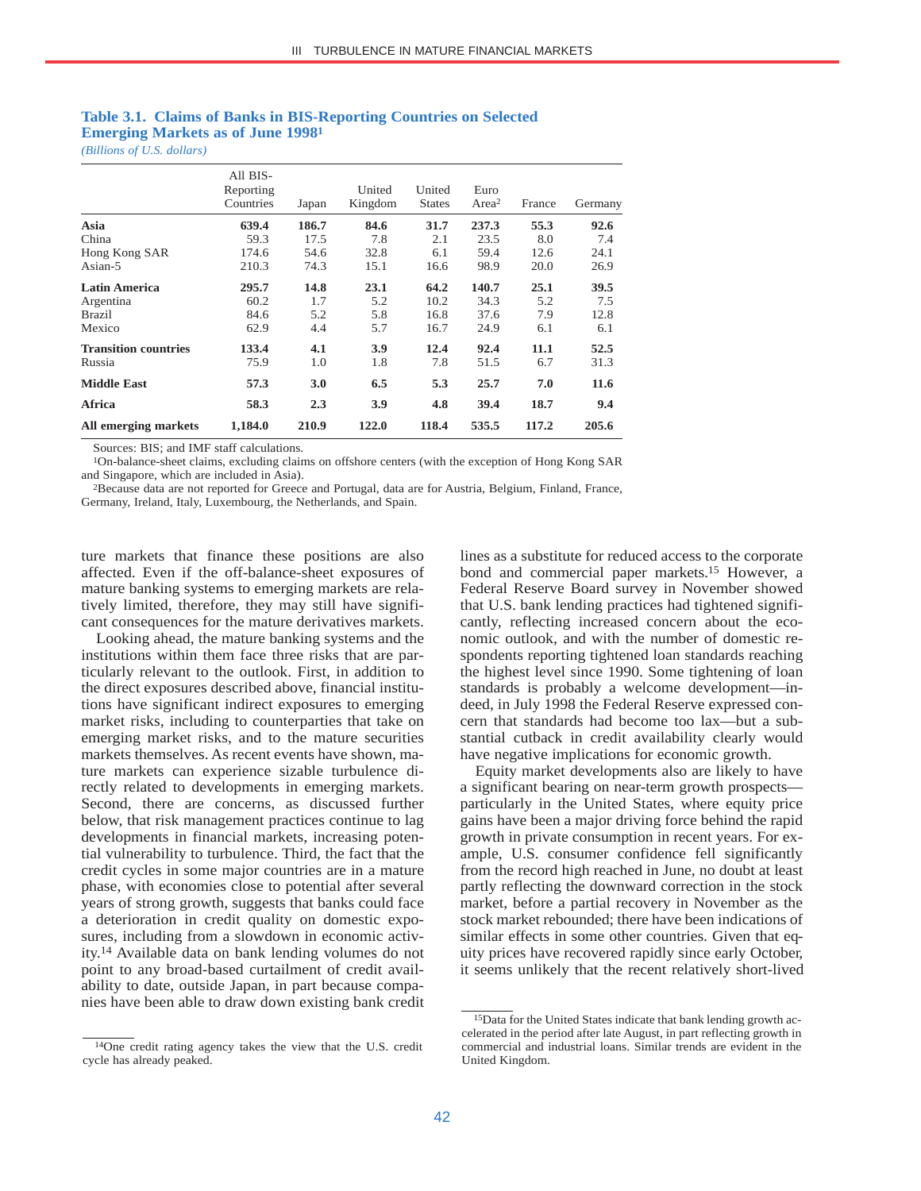**Table 3.1. Claims of Banks in BIS-Reporting Countries on Selected Emerging Markets as of June 1998[1]**
*(Billions of U.S. dollars)*

| | All BIS-Reporting Countries | Japan | United Kingdom | United States | Euro Area[2] | France | Germany |
|---|---|---|---|---|---|---|---|
| **Asia** | **639.4** | **186.7** | **84.6** | **31.7** | **237.3** | **55.3** | **92.6** |
| China | 59.3 | 17.5 | 7.8 | 2.1 | 23.5 | 8.0 | 7.4 |
| Hong Kong SAR | 174.6 | 54.6 | 32.8 | 6.1 | 59.4 | 12.6 | 24.1 |
| Asian-5 | 210.3 | 74.3 | 15.1 | 16.6 | 98.9 | 20.0 | 26.9 |
| **Latin America** | **295.7** | **14.8** | **23.1** | **64.2** | **140.7** | **25.1** | **39.5** |
| Argentina | 60.2 | 1.7 | 5.2 | 10.2 | 34.3 | 5.2 | 7.5 |
| Brazil | 84.6 | 5.2 | 5.8 | 16.8 | 37.6 | 7.9 | 12.8 |
| Mexico | 62.9 | 4.4 | 5.7 | 16.7 | 24.9 | 6.1 | 6.1 |
| **Transition countries** | **133.4** | **4.1** | **3.9** | **12.4** | **92.4** | **11.1** | **52.5** |
| Russia | 75.9 | 1.0 | 1.8 | 7.8 | 51.5 | 6.7 | 31.3 |
| **Middle East** | **57.3** | **3.0** | **6.5** | **5.3** | **25.7** | **7.0** | **11.6** |
| **Africa** | **58.3** | **2.3** | **3.9** | **4.8** | **39.4** | **18.7** | **9.4** |
| **All emerging markets** | **1,184.0** | **210.9** | **122.0** | **118.4** | **535.5** | **117.2** | **205.6** |

Sources: BIS; and IMF staff calculations.

[1]On-balance-sheet claims, excluding claims on offshore centers (with the exception of Hong Kong SAR and Singapore, which are included in Asia).

[2]Because data are not reported for Greece and Portugal, data are for Austria, Belgium, Finland, France, Germany, Ireland, Italy, Luxembourg, the Netherlands, and Spain.

ture markets that finance these positions are also affected. Even if the off-balance-sheet exposures of mature banking systems to emerging markets are relatively limited, therefore, they may still have significant consequences for the mature derivatives markets.

Looking ahead, the mature banking systems and the institutions within them face three risks that are particularly relevant to the outlook. First, in addition to the direct exposures described above, financial institutions have significant indirect exposures to emerging market risks, including to counterparties that take on emerging market risks, and to the mature securities markets themselves. As recent events have shown, mature markets can experience sizable turbulence directly related to developments in emerging markets. Second, there are concerns, as discussed further below, that risk management practices continue to lag developments in financial markets, increasing potential vulnerability to turbulence. Third, the fact that the credit cycles in some major countries are in a mature phase, with economies close to potential after several years of strong growth, suggests that banks could face a deterioration in credit quality on domestic exposures, including from a slowdown in economic activity.[14] Available data on bank lending volumes do not point to any broad-based curtailment of credit availability to date, outside Japan, in part because companies have been able to draw down existing bank credit lines as a substitute for reduced access to the corporate bond and commercial paper markets.[15] However, a Federal Reserve Board survey in November showed that U.S. bank lending practices had tightened significantly, reflecting increased concern about the economic outlook, and with the number of domestic respondents reporting tightened loan standards reaching the highest level since 1990. Some tightening of loan standards is probably a welcome development—indeed, in July 1998 the Federal Reserve expressed concern that standards had become too lax—but a substantial cutback in credit availability clearly would have negative implications for economic growth.

Equity market developments also are likely to have a significant bearing on near-term growth prospects—particularly in the United States, where equity price gains have been a major driving force behind the rapid growth in private consumption in recent years. For example, U.S. consumer confidence fell significantly from the record high reached in June, no doubt at least partly reflecting the downward correction in the stock market, before a partial recovery in November as the stock market rebounded; there have been indications of similar effects in some other countries. Given that equity prices have recovered rapidly since early October, it seems unlikely that the recent relatively short-lived

[14]One credit rating agency takes the view that the U.S. credit cycle has already peaked.

[15]Data for the United States indicate that bank lending growth accelerated in the period after late August, in part reflecting growth in commercial and industrial loans. Similar trends are evident in the United Kingdom.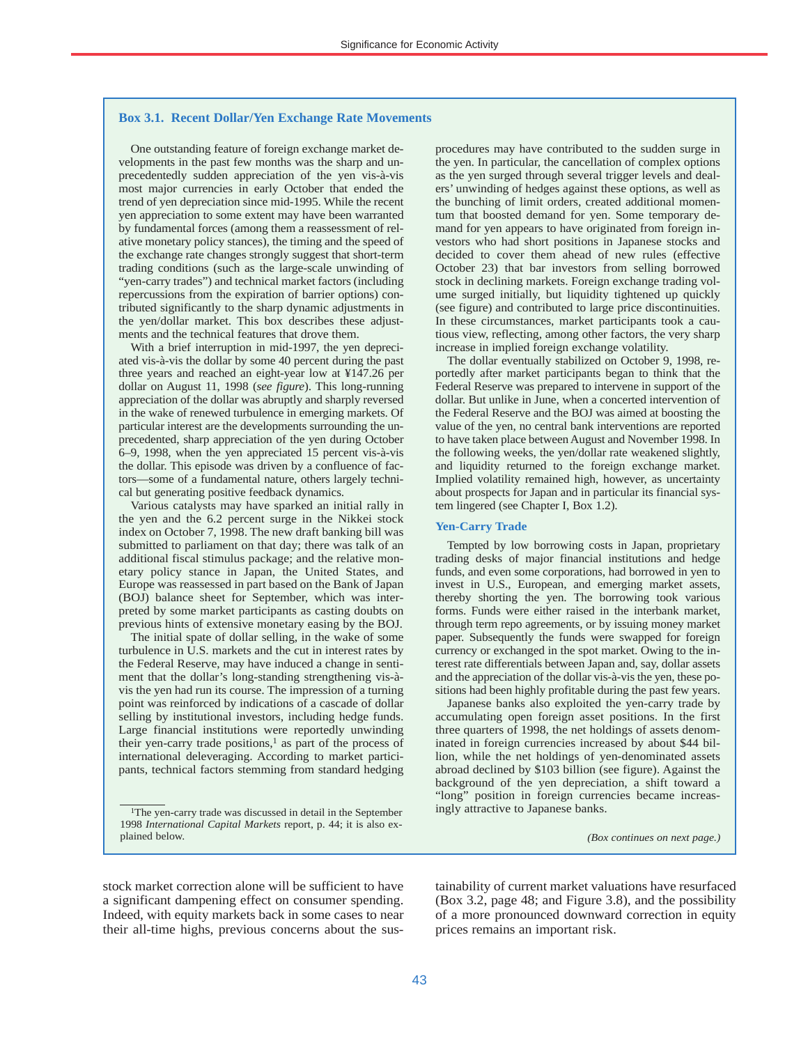### Box 3.1. Recent Dollar/Yen Exchange Rate Movements

One outstanding feature of foreign exchange market developments in the past few months was the sharp and unprecedentedly sudden appreciation of the yen vis-à-vis most major currencies in early October that ended the trend of yen depreciation since mid-1995. While the recent yen appreciation to some extent may have been warranted by fundamental forces (among them a reassessment of relative monetary policy stances), the timing and the speed of the exchange rate changes strongly suggest that short-term trading conditions (such as the large-scale unwinding of "yen-carry trades") and technical market factors (including repercussions from the expiration of barrier options) contributed significantly to the sharp dynamic adjustments in the yen/dollar market. This box describes these adjustments and the technical features that drove them.

With a brief interruption in mid-1997, the yen depreciated vis-à-vis the dollar by some 40 percent during the past three years and reached an eight-year low at ¥147.26 per dollar on August 11, 1998 (*see figure*). This long-running appreciation of the dollar was abruptly and sharply reversed in the wake of renewed turbulence in emerging markets. Of particular interest are the developments surrounding the unprecedented, sharp appreciation of the yen during October 6–9, 1998, when the yen appreciated 15 percent vis-à-vis the dollar. This episode was driven by a confluence of factors—some of a fundamental nature, others largely technical but generating positive feedback dynamics.

Various catalysts may have sparked an initial rally in the yen and the 6.2 percent surge in the Nikkei stock index on October 7, 1998. The new draft banking bill was submitted to parliament on that day; there was talk of an additional fiscal stimulus package; and the relative monetary policy stance in Japan, the United States, and Europe was reassessed in part based on the Bank of Japan (BOJ) balance sheet for September, which was interpreted by some market participants as casting doubts on previous hints of extensive monetary easing by the BOJ.

The initial spate of dollar selling, in the wake of some turbulence in U.S. markets and the cut in interest rates by the Federal Reserve, may have induced a change in sentiment that the dollar's long-standing strengthening vis-à-vis the yen had run its course. The impression of a turning point was reinforced by indications of a cascade of dollar selling by institutional investors, including hedge funds. Large financial institutions were reportedly unwinding their yen-carry trade positions,[1] as part of the process of international deleveraging. According to market participants, technical factors stemming from standard hedging procedures may have contributed to the sudden surge in the yen. In particular, the cancellation of complex options as the yen surged through several trigger levels and dealers' unwinding of hedges against these options, as well as the bunching of limit orders, created additional momentum that boosted demand for yen. Some temporary demand for yen appears to have originated from foreign investors who had short positions in Japanese stocks and decided to cover them ahead of new rules (effective October 23) that bar investors from selling borrowed stock in declining markets. Foreign exchange trading volume surged initially, but liquidity tightened up quickly (see figure) and contributed to large price discontinuities. In these circumstances, market participants took a cautious view, reflecting, among other factors, the very sharp increase in implied foreign exchange volatility.

The dollar eventually stabilized on October 9, 1998, reportedly after market participants began to think that the Federal Reserve was prepared to intervene in support of the dollar. But unlike in June, when a concerted intervention of the Federal Reserve and the BOJ was aimed at boosting the value of the yen, no central bank interventions are reported to have taken place between August and November 1998. In the following weeks, the yen/dollar rate weakened slightly, and liquidity returned to the foreign exchange market. Implied volatility remained high, however, as uncertainty about prospects for Japan and in particular its financial system lingered (see Chapter I, Box 1.2).

#### Yen-Carry Trade

Tempted by low borrowing costs in Japan, proprietary trading desks of major financial institutions and hedge funds, and even some corporations, had borrowed in yen to invest in U.S., European, and emerging market assets, thereby shorting the yen. The borrowing took various forms. Funds were either raised in the interbank market, through term repo agreements, or by issuing money market paper. Subsequently the funds were swapped for foreign currency or exchanged in the spot market. Owing to the interest rate differentials between Japan and, say, dollar assets and the appreciation of the dollar vis-à-vis the yen, these positions had been highly profitable during the past few years.

Japanese banks also exploited the yen-carry trade by accumulating open foreign asset positions. In the first three quarters of 1998, the net holdings of assets denominated in foreign currencies increased by about $44 billion, while the net holdings of yen-denominated assets abroad declined by $103 billion (see figure). Against the background of the yen depreciation, a shift toward a "long" position in foreign currencies became increasingly attractive to Japanese banks.

[1]The yen-carry trade was discussed in detail in the September 1998 *International Capital Markets* report, p. 44; it is also explained below.

*(Box continues on next page.)*

stock market correction alone will be sufficient to have a significant dampening effect on consumer spending. Indeed, with equity markets back in some cases to near their all-time highs, previous concerns about the sustainability of current market valuations have resurfaced (Box 3.2, page 48; and Figure 3.8), and the possibility of a more pronounced downward correction in equity prices remains an important risk.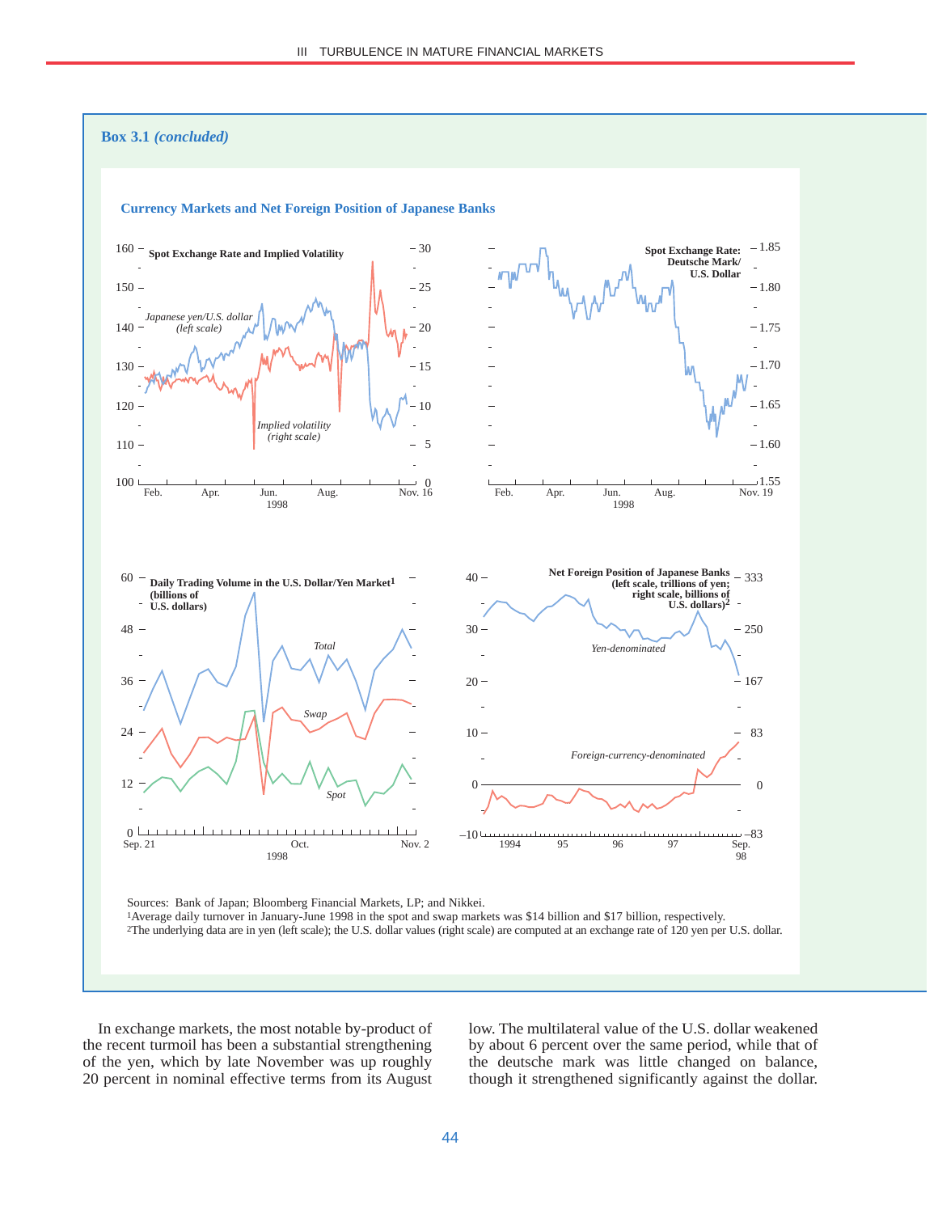**Box 3.1 *(concluded)***

**Currency Markets and Net Foreign Position of Japanese Banks**

**Spot Exchange Rate and Implied Volatility**

160
150
140
130
120
110
100

30
25
20
15
10
5
0

*Japanese yen/U.S. dollar (left scale)*

*Implied volatility (right scale)*

Feb. Apr. Jun. Aug. Nov. 16
1998

**Spot Exchange Rate: Deutsche Mark/ U.S. Dollar**

1.85
1.80
1.75
1.70
1.65
1.60
1.55

Feb. Apr. Jun. Aug. Nov. 19
1998

**Daily Trading Volume in the U.S. Dollar/Yen Market**[1] **(billions of U.S. dollars)**

60
48
36
24
12
0

*Total*

*Swap*

*Spot*

Sep. 21 Oct. Nov. 2
1998

**Net Foreign Position of Japanese Banks (left scale, trillions of yen; right scale, billions of U.S. dollars)**[2]

40
30
20
10
0
–10

333
250
167
83
0
–83

*Yen-denominated*

*Foreign-currency-denominated*

1994 95 96 97 Sep. 98

Sources: Bank of Japan; Bloomberg Financial Markets, LP; and Nikkei.

[1]Average daily turnover in January-June 1998 in the spot and swap markets was $14 billion and $17 billion, respectively.

[2]The underlying data are in yen (left scale); the U.S. dollar values (right scale) are computed at an exchange rate of 120 yen per U.S. dollar.

In exchange markets, the most notable by-product of the recent turmoil has been a substantial strengthening of the yen, which by late November was up roughly 20 percent in nominal effective terms from its August low. The multilateral value of the U.S. dollar weakened by about 6 percent over the same period, while that of the deutsche mark was little changed on balance, though it strengthened significantly against the dollar.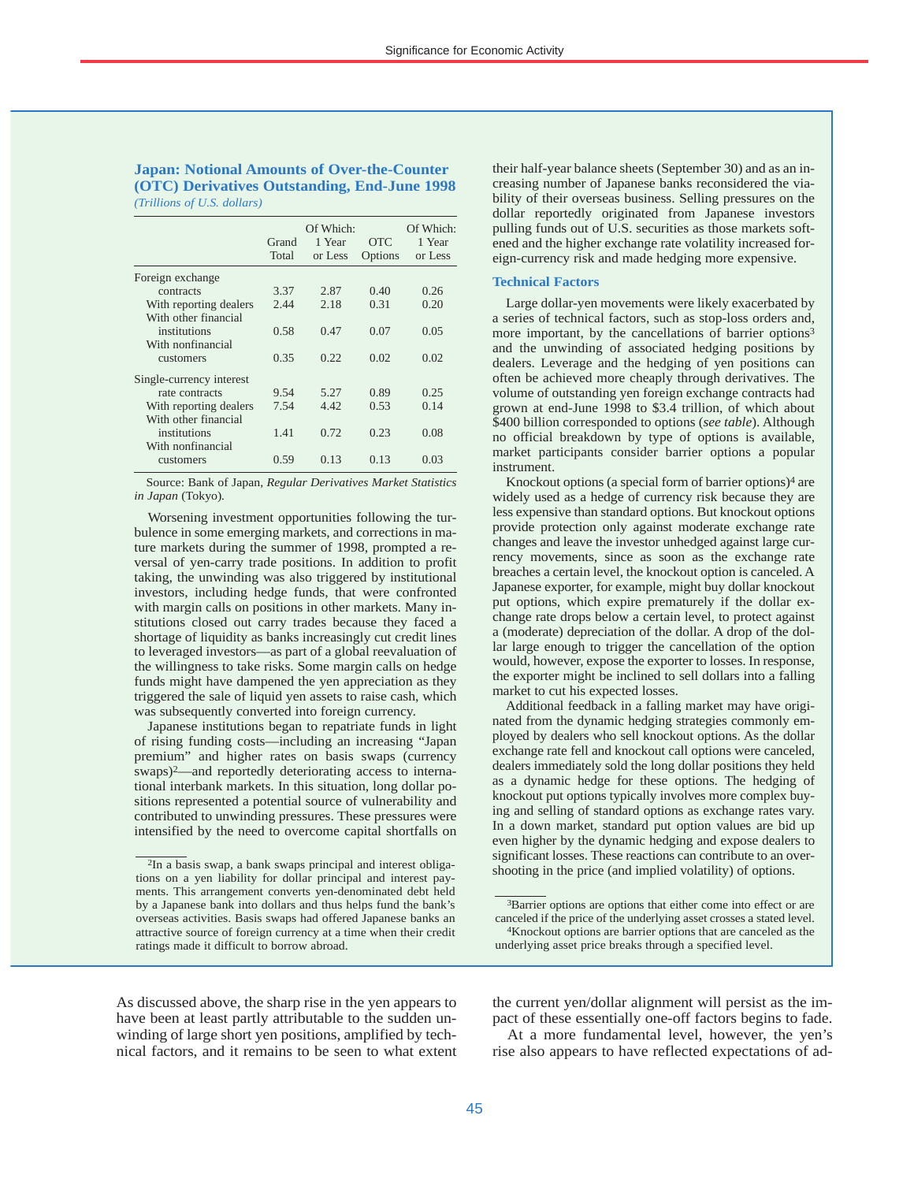### Japan: Notional Amounts of Over-the-Counter (OTC) Derivatives Outstanding, End-June 1998

*(Trillions of U.S. dollars)*

| | Grand Total | Of Which: 1 Year or Less | OTC Options | Of Which: 1 Year or Less |
|---|---|---|---|---|
| Foreign exchange contracts | 3.37 | 2.87 | 0.40 | 0.26 |
| With reporting dealers | 2.44 | 2.18 | 0.31 | 0.20 |
| With other financial institutions | 0.58 | 0.47 | 0.07 | 0.05 |
| With nonfinancial customers | 0.35 | 0.22 | 0.02 | 0.02 |
| Single-currency interest rate contracts | 9.54 | 5.27 | 0.89 | 0.25 |
| With reporting dealers | 7.54 | 4.42 | 0.53 | 0.14 |
| With other financial institutions | 1.41 | 0.72 | 0.23 | 0.08 |
| With nonfinancial customers | 0.59 | 0.13 | 0.13 | 0.03 |

Source: Bank of Japan, *Regular Derivatives Market Statistics in Japan* (Tokyo).

Worsening investment opportunities following the turbulence in some emerging markets, and corrections in mature markets during the summer of 1998, prompted a reversal of yen-carry trade positions. In addition to profit taking, the unwinding was also triggered by institutional investors, including hedge funds, that were confronted with margin calls on positions in other markets. Many institutions closed out carry trades because they faced a shortage of liquidity as banks increasingly cut credit lines to leveraged investors—as part of a global reevaluation of the willingness to take risks. Some margin calls on hedge funds might have dampened the yen appreciation as they triggered the sale of liquid yen assets to raise cash, which was subsequently converted into foreign currency.

Japanese institutions began to repatriate funds in light of rising funding costs—including an increasing "Japan premium" and higher rates on basis swaps (currency swaps)[2]—and reportedly deteriorating access to international interbank markets. In this situation, long dollar positions represented a potential source of vulnerability and contributed to unwinding pressures. These pressures were intensified by the need to overcome capital shortfalls on their half-year balance sheets (September 30) and as an increasing number of Japanese banks reconsidered the viability of their overseas business. Selling pressures on the dollar reportedly originated from Japanese investors pulling funds out of U.S. securities as those markets softened and the higher exchange rate volatility increased foreign-currency risk and made hedging more expensive.

#### Technical Factors

Large dollar-yen movements were likely exacerbated by a series of technical factors, such as stop-loss orders and, more important, by the cancellations of barrier options[3] and the unwinding of associated hedging positions by dealers. Leverage and the hedging of yen positions can often be achieved more cheaply through derivatives. The volume of outstanding yen foreign exchange contracts had grown at end-June 1998 to $3.4 trillion, of which about $400 billion corresponded to options (*see table*). Although no official breakdown by type of options is available, market participants consider barrier options a popular instrument.

Knockout options (a special form of barrier options)[4] are widely used as a hedge of currency risk because they are less expensive than standard options. But knockout options provide protection only against moderate exchange rate changes and leave the investor unhedged against large currency movements, since as soon as the exchange rate breaches a certain level, the knockout option is canceled. A Japanese exporter, for example, might buy dollar knockout put options, which expire prematurely if the dollar exchange rate drops below a certain level, to protect against a (moderate) depreciation of the dollar. A drop of the dollar large enough to trigger the cancellation of the option would, however, expose the exporter to losses. In response, the exporter might be inclined to sell dollars into a falling market to cut his expected losses.

Additional feedback in a falling market may have originated from the dynamic hedging strategies commonly employed by dealers who sell knockout options. As the dollar exchange rate fell and knockout call options were canceled, dealers immediately sold the long dollar positions they held as a dynamic hedge for these options. The hedging of knockout put options typically involves more complex buying and selling of standard options as exchange rates vary. In a down market, standard put option values are bid up even higher by the dynamic hedging and expose dealers to significant losses. These reactions can contribute to an overshooting in the price (and implied volatility) of options.

[2]In a basis swap, a bank swaps principal and interest obligations on a yen liability for dollar principal and interest payments. This arrangement converts yen-denominated debt held by a Japanese bank into dollars and thus helps fund the bank's overseas activities. Basis swaps had offered Japanese banks an attractive source of foreign currency at a time when their credit ratings made it difficult to borrow abroad.

[3]Barrier options are options that either come into effect or are canceled if the price of the underlying asset crosses a stated level.

[4]Knockout options are barrier options that are canceled as the underlying asset price breaks through a specified level.

As discussed above, the sharp rise in the yen appears to have been at least partly attributable to the sudden unwinding of large short yen positions, amplified by technical factors, and it remains to be seen to what extent the current yen/dollar alignment will persist as the impact of these essentially one-off factors begins to fade.

At a more fundamental level, however, the yen's rise also appears to have reflected expectations of ad-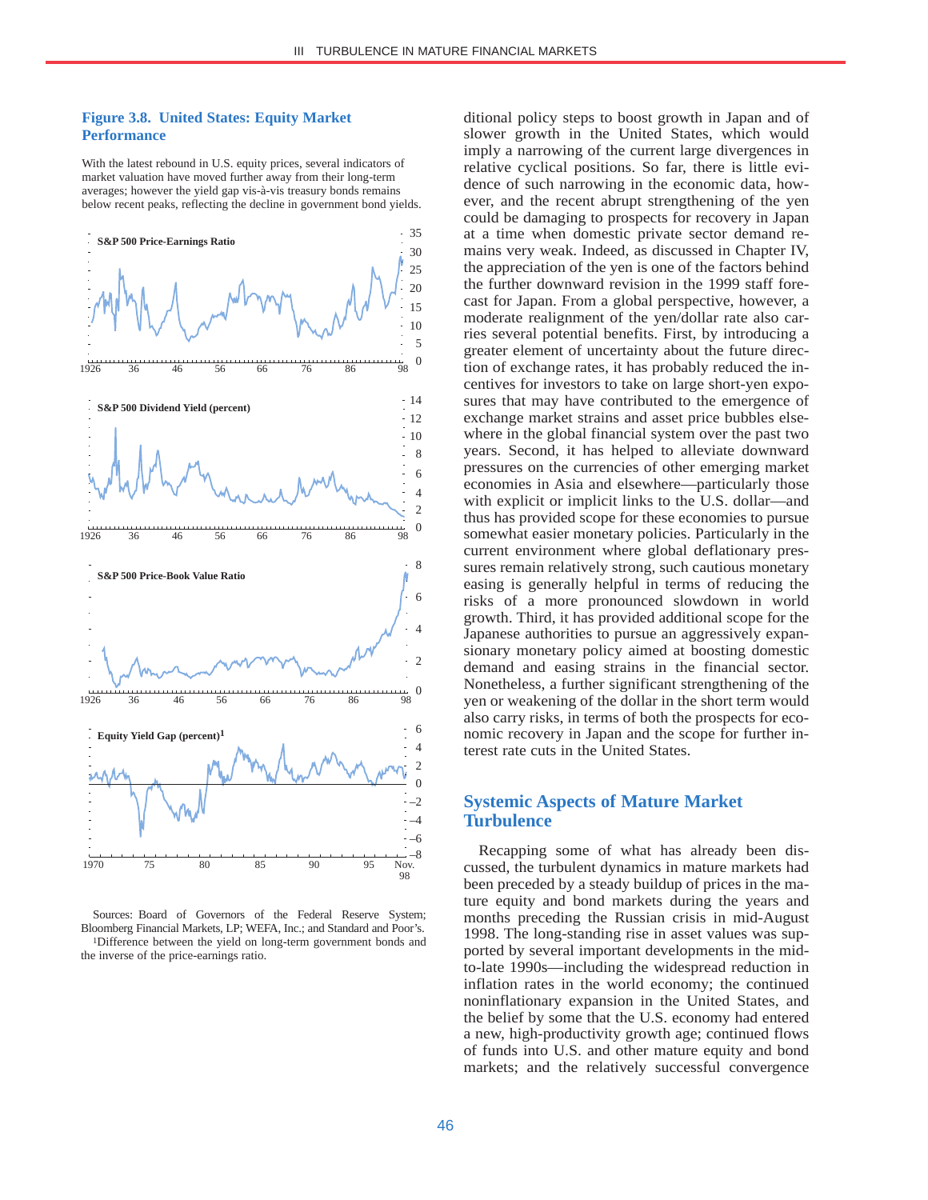**Figure 3.8. United States: Equity Market Performance**

With the latest rebound in U.S. equity prices, several indicators of market valuation have moved further away from their long-term averages; however the yield gap vis-à-vis treasury bonds remains below recent peaks, reflecting the decline in government bond yields.

S&P 500 Price-Earnings Ratio

35
30
25
20
15
10
5
0

1926 36 46 56 66 76 86 98

S&P 500 Dividend Yield (percent)

14
12
10
8
6
4
2
0

1926 36 46 56 66 76 86 98

S&P 500 Price-Book Value Ratio

8
6
4
2
0

1926 36 46 56 66 76 86 98

Equity Yield Gap (percent)[1]

6
4
2
0
–2
–4
–6
–8

1970 75 80 85 90 95 Nov. 98

Sources: Board of Governors of the Federal Reserve System; Bloomberg Financial Markets, LP; WEFA, Inc.; and Standard and Poor's.

[1]Difference between the yield on long-term government bonds and the inverse of the price-earnings ratio.

ditional policy steps to boost growth in Japan and of slower growth in the United States, which would imply a narrowing of the current large divergences in relative cyclical positions. So far, there is little evidence of such narrowing in the economic data, however, and the recent abrupt strengthening of the yen could be damaging to prospects for recovery in Japan at a time when domestic private sector demand remains very weak. Indeed, as discussed in Chapter IV, the appreciation of the yen is one of the factors behind the further downward revision in the 1999 staff forecast for Japan. From a global perspective, however, a moderate realignment of the yen/dollar rate also carries several potential benefits. First, by introducing a greater element of uncertainty about the future direction of exchange rates, it has probably reduced the incentives for investors to take on large short-yen exposures that may have contributed to the emergence of exchange market strains and asset price bubbles elsewhere in the global financial system over the past two years. Second, it has helped to alleviate downward pressures on the currencies of other emerging market economies in Asia and elsewhere—particularly those with explicit or implicit links to the U.S. dollar—and thus has provided scope for these economies to pursue somewhat easier monetary policies. Particularly in the current environment where global deflationary pressures remain relatively strong, such cautious monetary easing is generally helpful in terms of reducing the risks of a more pronounced slowdown in world growth. Third, it has provided additional scope for the Japanese authorities to pursue an aggressively expansionary monetary policy aimed at boosting domestic demand and easing strains in the financial sector. Nonetheless, a further significant strengthening of the yen or weakening of the dollar in the short term would also carry risks, in terms of both the prospects for economic recovery in Japan and the scope for further interest rate cuts in the United States.

## Systemic Aspects of Mature Market Turbulence

Recapping some of what has already been discussed, the turbulent dynamics in mature markets had been preceded by a steady buildup of prices in the mature equity and bond markets during the years and months preceding the Russian crisis in mid-August 1998. The long-standing rise in asset values was supported by several important developments in the mid-to-late 1990s—including the widespread reduction in inflation rates in the world economy; the continued noninflationary expansion in the United States, and the belief by some that the U.S. economy had entered a new, high-productivity growth age; continued flows of funds into U.S. and other mature equity and bond markets; and the relatively successful convergence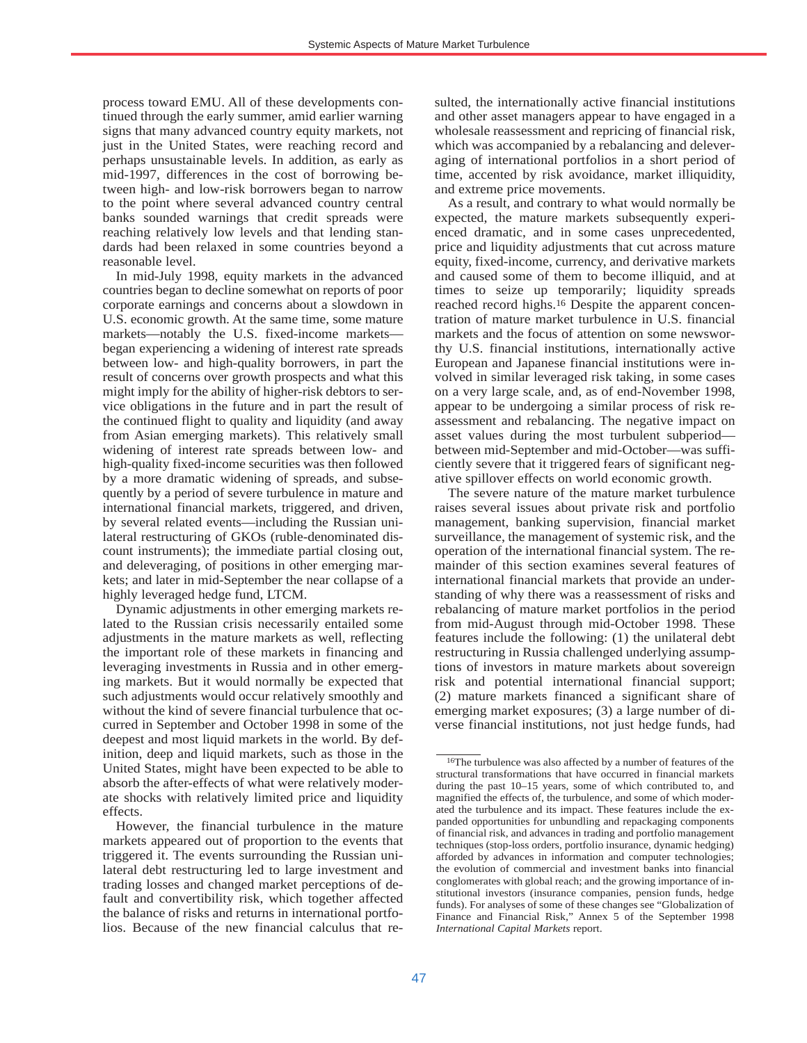process toward EMU. All of these developments continued through the early summer, amid earlier warning signs that many advanced country equity markets, not just in the United States, were reaching record and perhaps unsustainable levels. In addition, as early as mid-1997, differences in the cost of borrowing between high- and low-risk borrowers began to narrow to the point where several advanced country central banks sounded warnings that credit spreads were reaching relatively low levels and that lending standards had been relaxed in some countries beyond a reasonable level.

In mid-July 1998, equity markets in the advanced countries began to decline somewhat on reports of poor corporate earnings and concerns about a slowdown in U.S. economic growth. At the same time, some mature markets—notably the U.S. fixed-income markets—began experiencing a widening of interest rate spreads between low- and high-quality borrowers, in part the result of concerns over growth prospects and what this might imply for the ability of higher-risk debtors to service obligations in the future and in part the result of the continued flight to quality and liquidity (and away from Asian emerging markets). This relatively small widening of interest rate spreads between low- and high-quality fixed-income securities was then followed by a more dramatic widening of spreads, and subsequently by a period of severe turbulence in mature and international financial markets, triggered, and driven, by several related events—including the Russian unilateral restructuring of GKOs (ruble-denominated discount instruments); the immediate partial closing out, and deleveraging, of positions in other emerging markets; and later in mid-September the near collapse of a highly leveraged hedge fund, LTCM.

Dynamic adjustments in other emerging markets related to the Russian crisis necessarily entailed some adjustments in the mature markets as well, reflecting the important role of these markets in financing and leveraging investments in Russia and in other emerging markets. But it would normally be expected that such adjustments would occur relatively smoothly and without the kind of severe financial turbulence that occurred in September and October 1998 in some of the deepest and most liquid markets in the world. By definition, deep and liquid markets, such as those in the United States, might have been expected to be able to absorb the after-effects of what were relatively moderate shocks with relatively limited price and liquidity effects.

However, the financial turbulence in the mature markets appeared out of proportion to the events that triggered it. The events surrounding the Russian unilateral debt restructuring led to large investment and trading losses and changed market perceptions of default and convertibility risk, which together affected the balance of risks and returns in international portfolios. Because of the new financial calculus that resulted, the internationally active financial institutions and other asset managers appear to have engaged in a wholesale reassessment and repricing of financial risk, which was accompanied by a rebalancing and deleveraging of international portfolios in a short period of time, accented by risk avoidance, market illiquidity, and extreme price movements.

As a result, and contrary to what would normally be expected, the mature markets subsequently experienced dramatic, and in some cases unprecedented, price and liquidity adjustments that cut across mature equity, fixed-income, currency, and derivative markets and caused some of them to become illiquid, and at times to seize up temporarily; liquidity spreads reached record highs.[16] Despite the apparent concentration of mature market turbulence in U.S. financial markets and the focus of attention on some newsworthy U.S. financial institutions, internationally active European and Japanese financial institutions were involved in similar leveraged risk taking, in some cases on a very large scale, and, as of end-November 1998, appear to be undergoing a similar process of risk reassessment and rebalancing. The negative impact on asset values during the most turbulent subperiod—between mid-September and mid-October—was sufficiently severe that it triggered fears of significant negative spillover effects on world economic growth.

The severe nature of the mature market turbulence raises several issues about private risk and portfolio management, banking supervision, financial market surveillance, the management of systemic risk, and the operation of the international financial system. The remainder of this section examines several features of international financial markets that provide an understanding of why there was a reassessment of risks and rebalancing of mature market portfolios in the period from mid-August through mid-October 1998. These features include the following: (1) the unilateral debt restructuring in Russia challenged underlying assumptions of investors in mature markets about sovereign risk and potential international financial support; (2) mature markets financed a significant share of emerging market exposures; (3) a large number of diverse financial institutions, not just hedge funds, had

[16]The turbulence was also affected by a number of features of the structural transformations that have occurred in financial markets during the past 10–15 years, some of which contributed to, and magnified the effects of, the turbulence, and some of which moderated the turbulence and its impact. These features include the expanded opportunities for unbundling and repackaging components of financial risk, and advances in trading and portfolio management techniques (stop-loss orders, portfolio insurance, dynamic hedging) afforded by advances in information and computer technologies; the evolution of commercial and investment banks into financial conglomerates with global reach; and the growing importance of institutional investors (insurance companies, pension funds, hedge funds). For analyses of some of these changes see "Globalization of Finance and Financial Risk," Annex 5 of the September 1998 *International Capital Markets* report.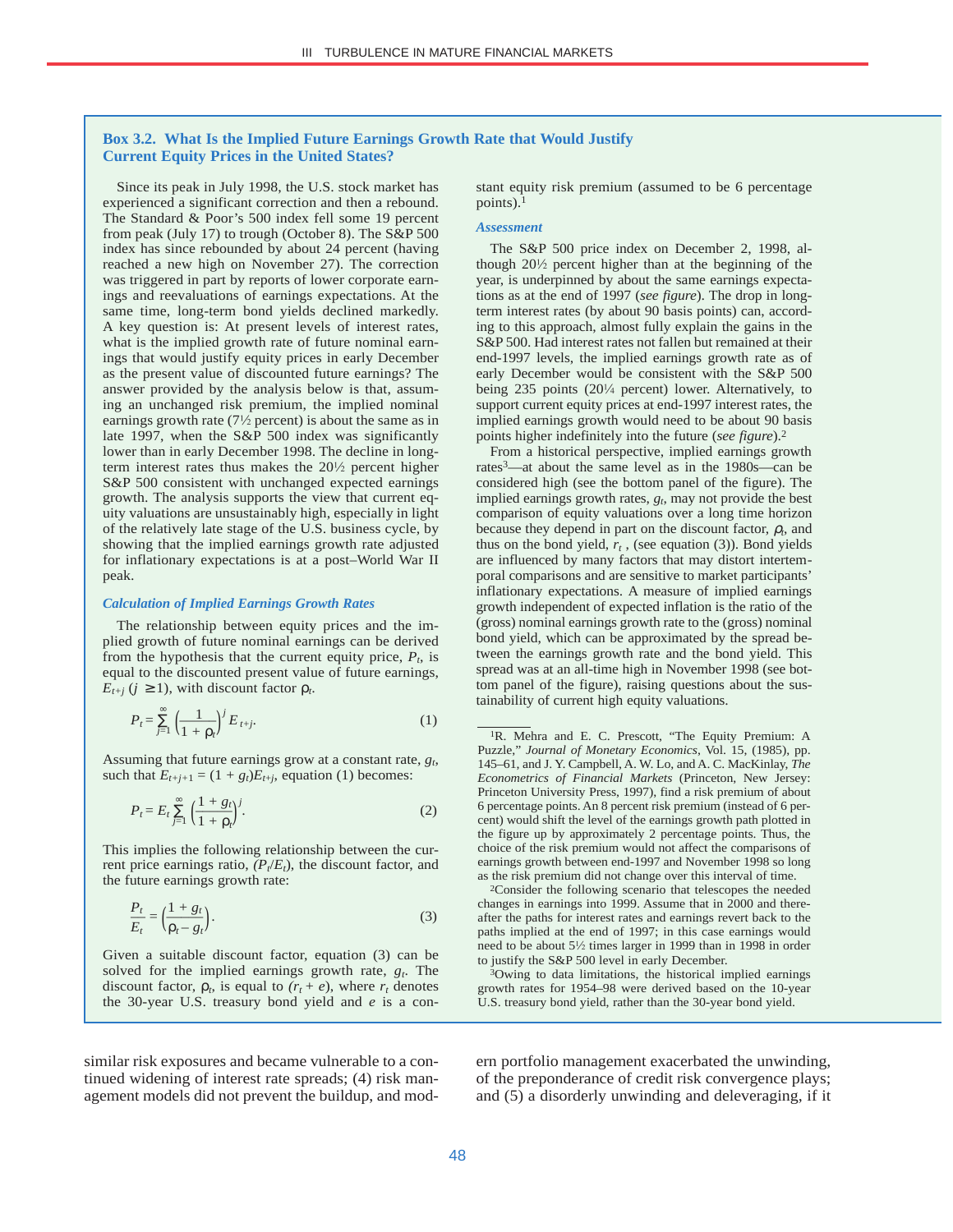## Box 3.2. What Is the Implied Future Earnings Growth Rate that Would Justify Current Equity Prices in the United States?

Since its peak in July 1998, the U.S. stock market has experienced a significant correction and then a rebound. The Standard & Poor's 500 index fell some 19 percent from peak (July 17) to trough (October 8). The S&P 500 index has since rebounded by about 24 percent (having reached a new high on November 27). The correction was triggered in part by reports of lower corporate earnings and reevaluations of earnings expectations. At the same time, long-term bond yields declined markedly. A key question is: At present levels of interest rates, what is the implied growth rate of future nominal earnings that would justify equity prices in early December as the present value of discounted future earnings? The answer provided by the analysis below is that, assuming an unchanged risk premium, the implied nominal earnings growth rate (7½ percent) is about the same as in late 1997, when the S&P 500 index was significantly lower than in early December 1998. The decline in long-term interest rates thus makes the 20½ percent higher S&P 500 consistent with unchanged expected earnings growth. The analysis supports the view that current equity valuations are unsustainably high, especially in light of the relatively late stage of the U.S. business cycle, by showing that the implied earnings growth rate adjusted for inflationary expectations is at a post–World War II peak.

### *Calculation of Implied Earnings Growth Rates*

The relationship between equity prices and the implied growth of future nominal earnings can be derived from the hypothesis that the current equity price, $P_t$, is equal to the discounted present value of future earnings, $E_{t+j}$ ($j \geq 1$), with discount factor $\rho_t$.

$$P_t = \sum_{j=1}^{\infty} \left(\frac{1}{1+\rho_t}\right)^j E_{t+j}. \qquad (1)$$

Assuming that future earnings grow at a constant rate, $g_t$, such that $E_{t+j+1} = (1 + g_t)E_{t+j}$, equation (1) becomes:

$$P_t = E_t \sum_{j=1}^{\infty} \left(\frac{1+g_t}{1+\rho_t}\right)^j. \qquad (2)$$

This implies the following relationship between the current price earnings ratio, $(P_t/E_t)$, the discount factor, and the future earnings growth rate:

$$\frac{P_t}{E_t} = \left(\frac{1+g_t}{\rho_t - g_t}\right). \qquad (3)$$

Given a suitable discount factor, equation (3) can be solved for the implied earnings growth rate, $g_t$. The discount factor, $\rho_t$, is equal to $(r_t + e)$, where $r_t$ denotes the 30-year U.S. treasury bond yield and $e$ is a constant equity risk premium (assumed to be 6 percentage points).[1]

### *Assessment*

The S&P 500 price index on December 2, 1998, although 20½ percent higher than at the beginning of the year, is underpinned by about the same earnings expectations as at the end of 1997 (*see figure*). The drop in long-term interest rates (by about 90 basis points) can, according to this approach, almost fully explain the gains in the S&P 500. Had interest rates not fallen but remained at their end-1997 levels, the implied earnings growth rate as of early December would be consistent with the S&P 500 being 235 points (20¼ percent) lower. Alternatively, to support current equity prices at end-1997 interest rates, the implied earnings growth would need to be about 90 basis points higher indefinitely into the future (*see figure*).[2]

From a historical perspective, implied earnings growth rates[3]—at about the same level as in the 1980s—can be considered high (see the bottom panel of the figure). The implied earnings growth rates, $g_t$, may not provide the best comparison of equity valuations over a long time horizon because they depend in part on the discount factor, $\rho_t$, and thus on the bond yield, $r_t$, (see equation (3)). Bond yields are influenced by many factors that may distort intertemporal comparisons and are sensitive to market participants' inflationary expectations. A measure of implied earnings growth independent of expected inflation is the ratio of the (gross) nominal earnings growth rate to the (gross) nominal bond yield, which can be approximated by the spread between the earnings growth rate and the bond yield. This spread was at an all-time high in November 1998 (see bottom panel of the figure), raising questions about the sustainability of current high equity valuations.

[1] R. Mehra and E. C. Prescott, "The Equity Premium: A Puzzle," *Journal of Monetary Economics*, Vol. 15, (1985), pp. 145–61, and J. Y. Campbell, A. W. Lo, and A. C. MacKinlay, *The Econometrics of Financial Markets* (Princeton, New Jersey: Princeton University Press, 1997), find a risk premium of about 6 percentage points. An 8 percent risk premium (instead of 6 percent) would shift the level of the earnings growth path plotted in the figure up by approximately 2 percentage points. Thus, the choice of the risk premium would not affect the comparisons of earnings growth between end-1997 and November 1998 so long as the risk premium did not change over this interval of time.

[2] Consider the following scenario that telescopes the needed changes in earnings into 1999. Assume that in 2000 and thereafter the paths for interest rates and earnings revert back to the paths implied at the end of 1997; in this case earnings would need to be about 5½ times larger in 1999 than in 1998 in order to justify the S&P 500 level in early December.

[3] Owing to data limitations, the historical implied earnings growth rates for 1954–98 were derived based on the 10-year U.S. treasury bond yield, rather than the 30-year bond yield.

similar risk exposures and became vulnerable to a continued widening of interest rate spreads; (4) risk management models did not prevent the buildup, and modern portfolio management exacerbated the unwinding, of the preponderance of credit risk convergence plays; and (5) a disorderly unwinding and deleveraging, if it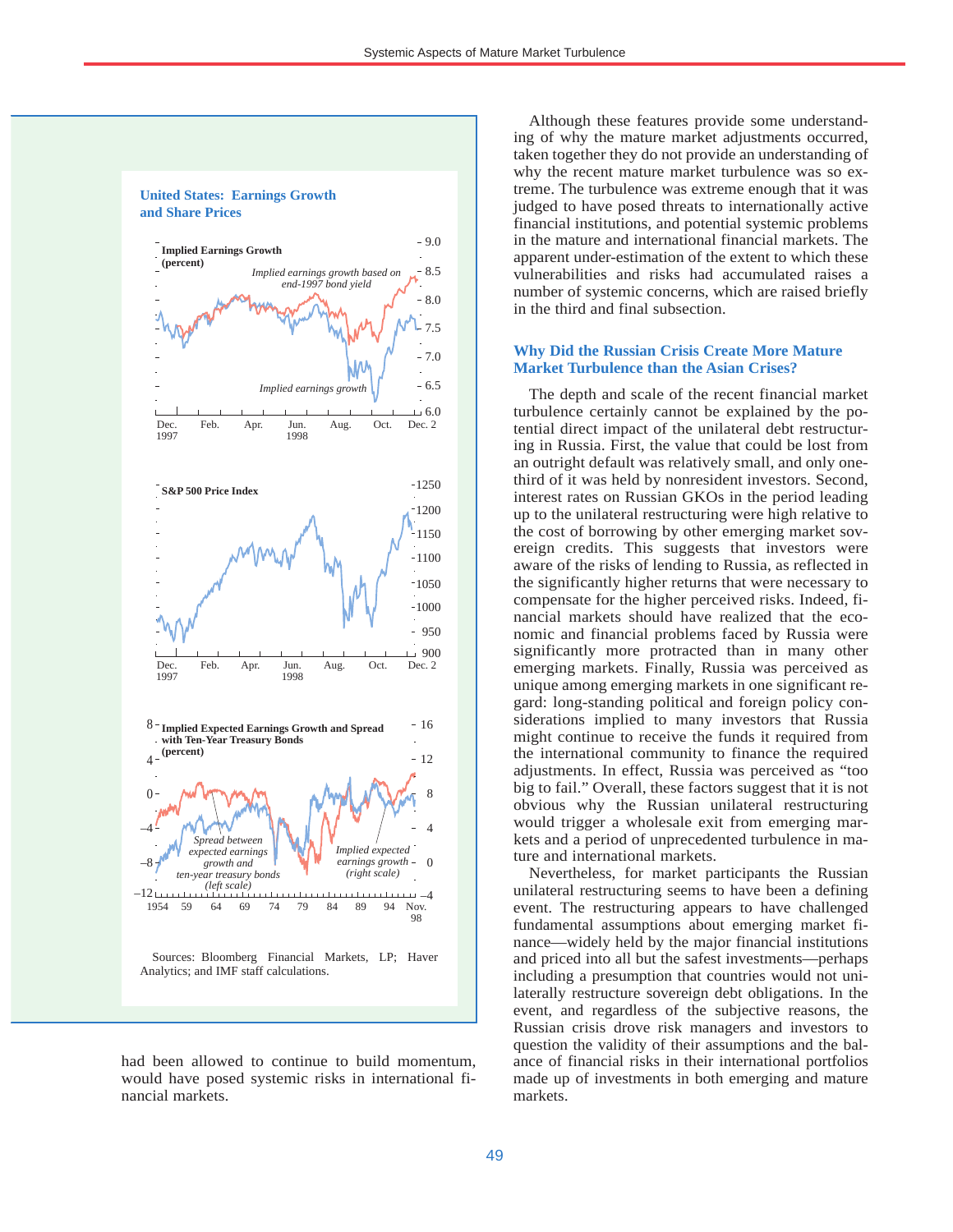**United States: Earnings Growth and Share Prices**

Implied Earnings Growth (percent)

Implied earnings growth based on end-1997 bond yield

Implied earnings growth

9.0
8.5
8.0
7.5
7.0
6.5
6.0

Dec. 1997 Feb. Apr. Jun. 1998 Aug. Oct. Dec. 2

S&P 500 Price Index

1250
1200
1150
1100
1050
1000
950
900

Dec. 1997 Feb. Apr. Jun. 1998 Aug. Oct. Dec. 2

Implied Expected Earnings Growth and Spread with Ten-Year Treasury Bonds (percent)

Spread between expected earnings growth and ten-year treasury bonds (left scale)

Implied expected earnings growth (right scale)

8, 4, 0, –4, –8, –12

16, 12, 8, 4, 0, –4

1954 59 64 69 74 79 84 89 94 Nov. 98

Sources: Bloomberg Financial Markets, LP; Haver Analytics; and IMF staff calculations.

had been allowed to continue to build momentum, would have posed systemic risks in international financial markets.

Although these features provide some understanding of why the mature market adjustments occurred, taken together they do not provide an understanding of why the recent mature market turbulence was so extreme. The turbulence was extreme enough that it was judged to have posed threats to internationally active financial institutions, and potential systemic problems in the mature and international financial markets. The apparent under-estimation of the extent to which these vulnerabilities and risks had accumulated raises a number of systemic concerns, which are raised briefly in the third and final subsection.

### Why Did the Russian Crisis Create More Mature Market Turbulence than the Asian Crises?

The depth and scale of the recent financial market turbulence certainly cannot be explained by the potential direct impact of the unilateral debt restructuring in Russia. First, the value that could be lost from an outright default was relatively small, and only one-third of it was held by nonresident investors. Second, interest rates on Russian GKOs in the period leading up to the unilateral restructuring were high relative to the cost of borrowing by other emerging market sovereign credits. This suggests that investors were aware of the risks of lending to Russia, as reflected in the significantly higher returns that were necessary to compensate for the higher perceived risks. Indeed, financial markets should have realized that the economic and financial problems faced by Russia were significantly more protracted than in many other emerging markets. Finally, Russia was perceived as unique among emerging markets in one significant regard: long-standing political and foreign policy considerations implied to many investors that Russia might continue to receive the funds it required from the international community to finance the required adjustments. In effect, Russia was perceived as "too big to fail." Overall, these factors suggest that it is not obvious why the Russian unilateral restructuring would trigger a wholesale exit from emerging markets and a period of unprecedented turbulence in mature and international markets.

Nevertheless, for market participants the Russian unilateral restructuring seems to have been a defining event. The restructuring appears to have challenged fundamental assumptions about emerging market finance—widely held by the major financial institutions and priced into all but the safest investments—perhaps including a presumption that countries would not unilaterally restructure sovereign debt obligations. In the event, and regardless of the subjective reasons, the Russian crisis drove risk managers and investors to question the validity of their assumptions and the balance of financial risks in their international portfolios made up of investments in both emerging and mature markets.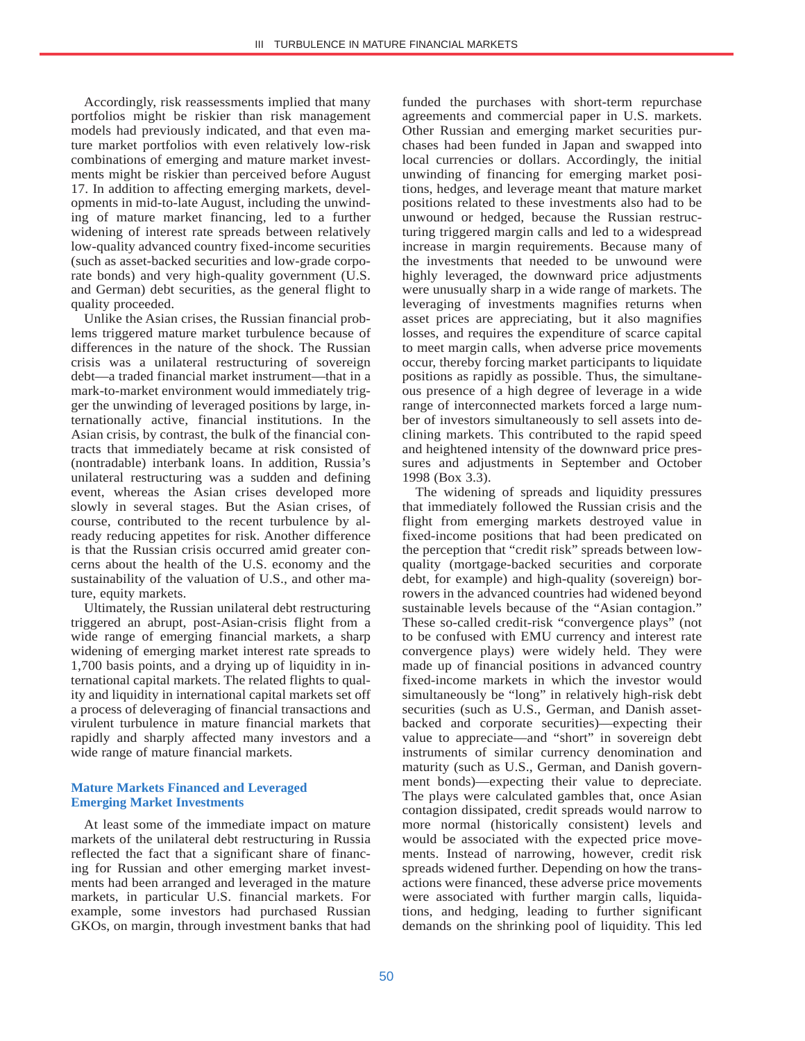Accordingly, risk reassessments implied that many portfolios might be riskier than risk management models had previously indicated, and that even mature market portfolios with even relatively low-risk combinations of emerging and mature market investments might be riskier than perceived before August 17. In addition to affecting emerging markets, developments in mid-to-late August, including the unwinding of mature market financing, led to a further widening of interest rate spreads between relatively low-quality advanced country fixed-income securities (such as asset-backed securities and low-grade corporate bonds) and very high-quality government (U.S. and German) debt securities, as the general flight to quality proceeded.

Unlike the Asian crises, the Russian financial problems triggered mature market turbulence because of differences in the nature of the shock. The Russian crisis was a unilateral restructuring of sovereign debt—a traded financial market instrument—that in a mark-to-market environment would immediately trigger the unwinding of leveraged positions by large, internationally active, financial institutions. In the Asian crisis, by contrast, the bulk of the financial contracts that immediately became at risk consisted of (nontradable) interbank loans. In addition, Russia's unilateral restructuring was a sudden and defining event, whereas the Asian crises developed more slowly in several stages. But the Asian crises, of course, contributed to the recent turbulence by already reducing appetites for risk. Another difference is that the Russian crisis occurred amid greater concerns about the health of the U.S. economy and the sustainability of the valuation of U.S., and other mature, equity markets.

Ultimately, the Russian unilateral debt restructuring triggered an abrupt, post-Asian-crisis flight from a wide range of emerging financial markets, a sharp widening of emerging market interest rate spreads to 1,700 basis points, and a drying up of liquidity in international capital markets. The related flights to quality and liquidity in international capital markets set off a process of deleveraging of financial transactions and virulent turbulence in mature financial markets that rapidly and sharply affected many investors and a wide range of mature financial markets.

### Mature Markets Financed and Leveraged Emerging Market Investments

At least some of the immediate impact on mature markets of the unilateral debt restructuring in Russia reflected the fact that a significant share of financing for Russian and other emerging market investments had been arranged and leveraged in the mature markets, in particular U.S. financial markets. For example, some investors had purchased Russian GKOs, on margin, through investment banks that had funded the purchases with short-term repurchase agreements and commercial paper in U.S. markets. Other Russian and emerging market securities purchases had been funded in Japan and swapped into local currencies or dollars. Accordingly, the initial unwinding of financing for emerging market positions, hedges, and leverage meant that mature market positions related to these investments also had to be unwound or hedged, because the Russian restructuring triggered margin calls and led to a widespread increase in margin requirements. Because many of the investments that needed to be unwound were highly leveraged, the downward price adjustments were unusually sharp in a wide range of markets. The leveraging of investments magnifies returns when asset prices are appreciating, but it also magnifies losses, and requires the expenditure of scarce capital to meet margin calls, when adverse price movements occur, thereby forcing market participants to liquidate positions as rapidly as possible. Thus, the simultaneous presence of a high degree of leverage in a wide range of interconnected markets forced a large number of investors simultaneously to sell assets into declining markets. This contributed to the rapid speed and heightened intensity of the downward price pressures and adjustments in September and October 1998 (Box 3.3).

The widening of spreads and liquidity pressures that immediately followed the Russian crisis and the flight from emerging markets destroyed value in fixed-income positions that had been predicated on the perception that "credit risk" spreads between low-quality (mortgage-backed securities and corporate debt, for example) and high-quality (sovereign) borrowers in the advanced countries had widened beyond sustainable levels because of the "Asian contagion." These so-called credit-risk "convergence plays" (not to be confused with EMU currency and interest rate convergence plays) were widely held. They were made up of financial positions in advanced country fixed-income markets in which the investor would simultaneously be "long" in relatively high-risk debt securities (such as U.S., German, and Danish asset-backed and corporate securities)—expecting their value to appreciate—and "short" in sovereign debt instruments of similar currency denomination and maturity (such as U.S., German, and Danish government bonds)—expecting their value to depreciate. The plays were calculated gambles that, once Asian contagion dissipated, credit spreads would narrow to more normal (historically consistent) levels and would be associated with the expected price movements. Instead of narrowing, however, credit risk spreads widened further. Depending on how the transactions were financed, these adverse price movements were associated with further margin calls, liquidations, and hedging, leading to further significant demands on the shrinking pool of liquidity. This led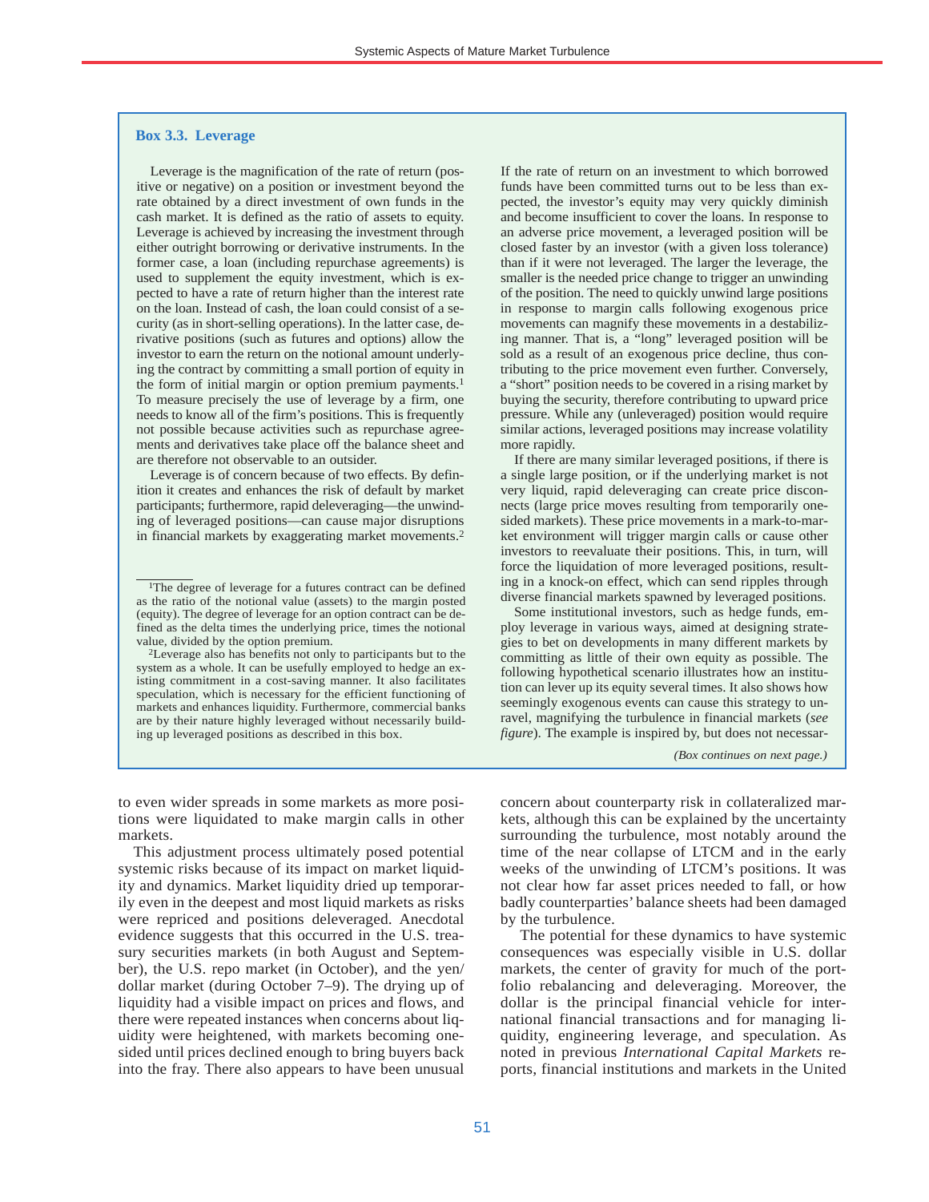### Box 3.3. Leverage

Leverage is the magnification of the rate of return (positive or negative) on a position or investment beyond the rate obtained by a direct investment of own funds in the cash market. It is defined as the ratio of assets to equity. Leverage is achieved by increasing the investment through either outright borrowing or derivative instruments. In the former case, a loan (including repurchase agreements) is used to supplement the equity investment, which is expected to have a rate of return higher than the interest rate on the loan. Instead of cash, the loan could consist of a security (as in short-selling operations). In the latter case, derivative positions (such as futures and options) allow the investor to earn the return on the notional amount underlying the contract by committing a small portion of equity in the form of initial margin or option premium payments.[1] To measure precisely the use of leverage by a firm, one needs to know all of the firm's positions. This is frequently not possible because activities such as repurchase agreements and derivatives take place off the balance sheet and are therefore not observable to an outsider.

Leverage is of concern because of two effects. By definition it creates and enhances the risk of default by market participants; furthermore, rapid deleveraging—the unwinding of leveraged positions—can cause major disruptions in financial markets by exaggerating market movements.[2]

If the rate of return on an investment to which borrowed funds have been committed turns out to be less than expected, the investor's equity may very quickly diminish and become insufficient to cover the loans. In response to an adverse price movement, a leveraged position will be closed faster by an investor (with a given loss tolerance) than if it were not leveraged. The larger the leverage, the smaller is the needed price change to trigger an unwinding of the position. The need to quickly unwind large positions in response to margin calls following exogenous price movements can magnify these movements in a destabilizing manner. That is, a "long" leveraged position will be sold as a result of an exogenous price decline, thus contributing to the price movement even further. Conversely, a "short" position needs to be covered in a rising market by buying the security, therefore contributing to upward price pressure. While any (unleveraged) position would require similar actions, leveraged positions may increase volatility more rapidly.

If there are many similar leveraged positions, if there is a single large position, or if the underlying market is not very liquid, rapid deleveraging can create price disconnects (large price moves resulting from temporarily one-sided markets). These price movements in a mark-to-market environment will trigger margin calls or cause other investors to reevaluate their positions. This, in turn, will force the liquidation of more leveraged positions, resulting in a knock-on effect, which can send ripples through diverse financial markets spawned by leveraged positions.

Some institutional investors, such as hedge funds, employ leverage in various ways, aimed at designing strategies to bet on developments in many different markets by committing as little of their own equity as possible. The following hypothetical scenario illustrates how an institution can lever up its equity several times. It also shows how seemingly exogenous events can cause this strategy to unravel, magnifying the turbulence in financial markets (*see figure*). The example is inspired by, but does not necessar-

*(Box continues on next page.)*

[1] The degree of leverage for a futures contract can be defined as the ratio of the notional value (assets) to the margin posted (equity). The degree of leverage for an option contract can be defined as the delta times the underlying price, times the notional value, divided by the option premium.

[2] Leverage also has benefits not only to participants but to the system as a whole. It can be usefully employed to hedge an existing commitment in a cost-saving manner. It also facilitates speculation, which is necessary for the efficient functioning of markets and enhances liquidity. Furthermore, commercial banks are by their nature highly leveraged without necessarily building up leveraged positions as described in this box.

---

to even wider spreads in some markets as more positions were liquidated to make margin calls in other markets.

This adjustment process ultimately posed potential systemic risks because of its impact on market liquidity and dynamics. Market liquidity dried up temporarily even in the deepest and most liquid markets as risks were repriced and positions deleveraged. Anecdotal evidence suggests that this occurred in the U.S. treasury securities markets (in both August and September), the U.S. repo market (in October), and the yen/dollar market (during October 7–9). The drying up of liquidity had a visible impact on prices and flows, and there were repeated instances when concerns about liquidity were heightened, with markets becoming one-sided until prices declined enough to bring buyers back into the fray. There also appears to have been unusual concern about counterparty risk in collateralized markets, although this can be explained by the uncertainty surrounding the turbulence, most notably around the time of the near collapse of LTCM and in the early weeks of the unwinding of LTCM's positions. It was not clear how far asset prices needed to fall, or how badly counterparties' balance sheets had been damaged by the turbulence.

The potential for these dynamics to have systemic consequences was especially visible in U.S. dollar markets, the center of gravity for much of the portfolio rebalancing and deleveraging. Moreover, the dollar is the principal financial vehicle for international financial transactions and for managing liquidity, engineering leverage, and speculation. As noted in previous *International Capital Markets* reports, financial institutions and markets in the United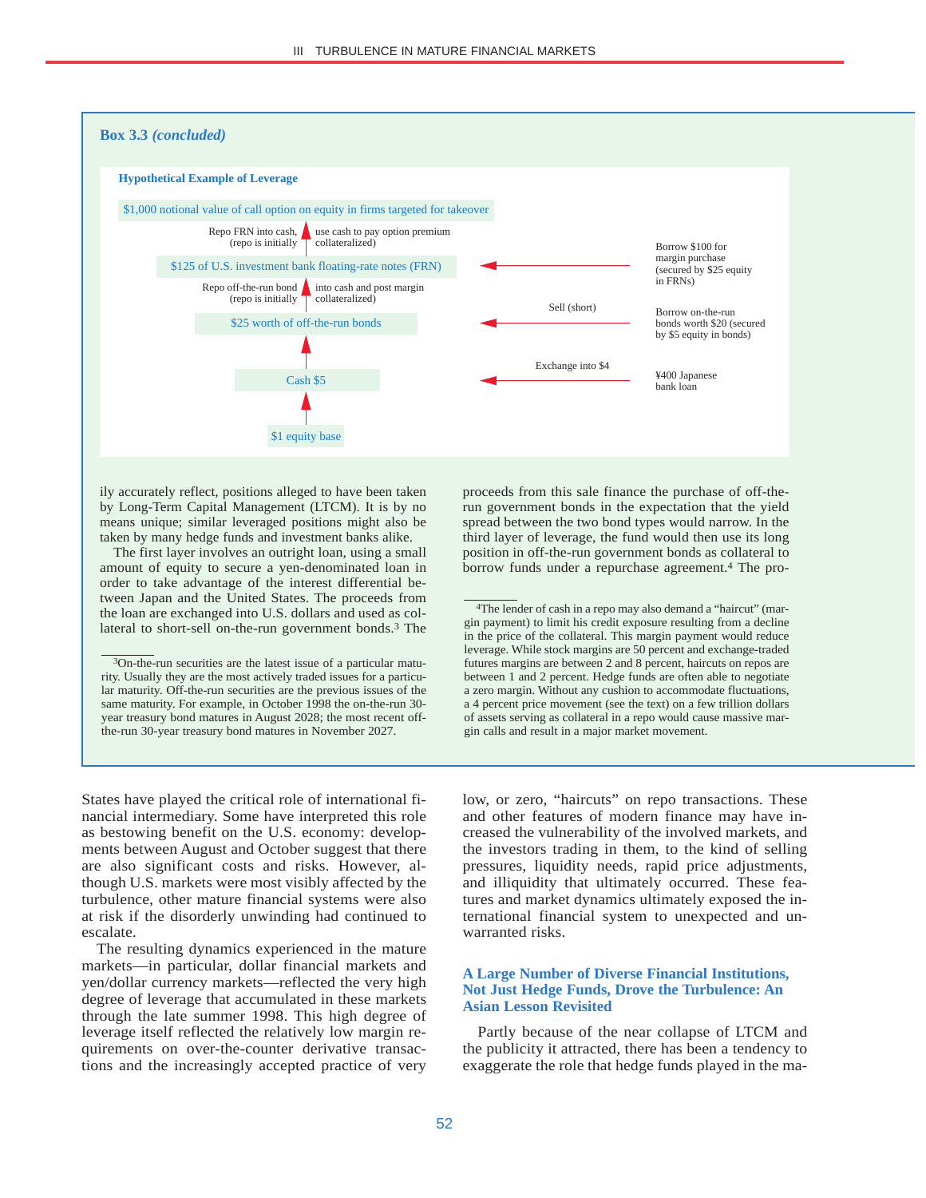**Box 3.3 *(concluded)***

**Hypothetical Example of Leverage**

$1,000 notional value of call option on equity in firms targeted for takeover

Repo FRN into cash, (repo is initially collateralized) use cash to pay option premium

$125 of U.S. investment bank floating-rate notes (FRN)

Borrow $100 for margin purchase (secured by $25 equity in FRNs)

Repo off-the-run bond (repo is initially collateralized) into cash and post margin

Sell (short)

$25 worth of off-the-run bonds

Borrow on-the-run bonds worth $20 (secured by $5 equity in bonds)

Exchange into $4

Cash $5

¥400 Japanese bank loan

$1 equity base

ily accurately reflect, positions alleged to have been taken by Long-Term Capital Management (LTCM). It is by no means unique; similar leveraged positions might also be taken by many hedge funds and investment banks alike.

The first layer involves an outright loan, using a small amount of equity to secure a yen-denominated loan in order to take advantage of the interest differential between Japan and the United States. The proceeds from the loan are exchanged into U.S. dollars and used as collateral to short-sell on-the-run government bonds.[3] The proceeds from this sale finance the purchase of off-the-run government bonds in the expectation that the yield spread between the two bond types would narrow. In the third layer of leverage, the fund would then use its long position in off-the-run government bonds as collateral to borrow funds under a repurchase agreement.[4] The pro-

[3]On-the-run securities are the latest issue of a particular maturity. Usually they are the most actively traded issues for a particular maturity. Off-the-run securities are the previous issues of the same maturity. For example, in October 1998 the on-the-run 30-year treasury bond matures in August 2028; the most recent off-the-run 30-year treasury bond matures in November 2027.

[4]The lender of cash in a repo may also demand a "haircut" (margin payment) to limit his credit exposure resulting from a decline in the price of the collateral. This margin payment would reduce leverage. While stock margins are 50 percent and exchange-traded futures margins are between 2 and 8 percent, haircuts on repos are between 1 and 2 percent. Hedge funds are often able to negotiate a zero margin. Without any cushion to accommodate fluctuations, a 4 percent price movement (see the text) on a few trillion dollars of assets serving as collateral in a repo would cause massive margin calls and result in a major market movement.

States have played the critical role of international financial intermediary. Some have interpreted this role as bestowing benefit on the U.S. economy: developments between August and October suggest that there are also significant costs and risks. However, although U.S. markets were most visibly affected by the turbulence, other mature financial systems were also at risk if the disorderly unwinding had continued to escalate.

The resulting dynamics experienced in the mature markets—in particular, dollar financial markets and yen/dollar currency markets—reflected the very high degree of leverage that accumulated in these markets through the late summer 1998. This high degree of leverage itself reflected the relatively low margin requirements on over-the-counter derivative transactions and the increasingly accepted practice of very low, or zero, "haircuts" on repo transactions. These and other features of modern finance may have increased the vulnerability of the involved markets, and the investors trading in them, to the kind of selling pressures, liquidity needs, rapid price adjustments, and illiquidity that ultimately occurred. These features and market dynamics ultimately exposed the international financial system to unexpected and unwarranted risks.

### A Large Number of Diverse Financial Institutions, Not Just Hedge Funds, Drove the Turbulence: An Asian Lesson Revisited

Partly because of the near collapse of LTCM and the publicity it attracted, there has been a tendency to exaggerate the role that hedge funds played in the ma-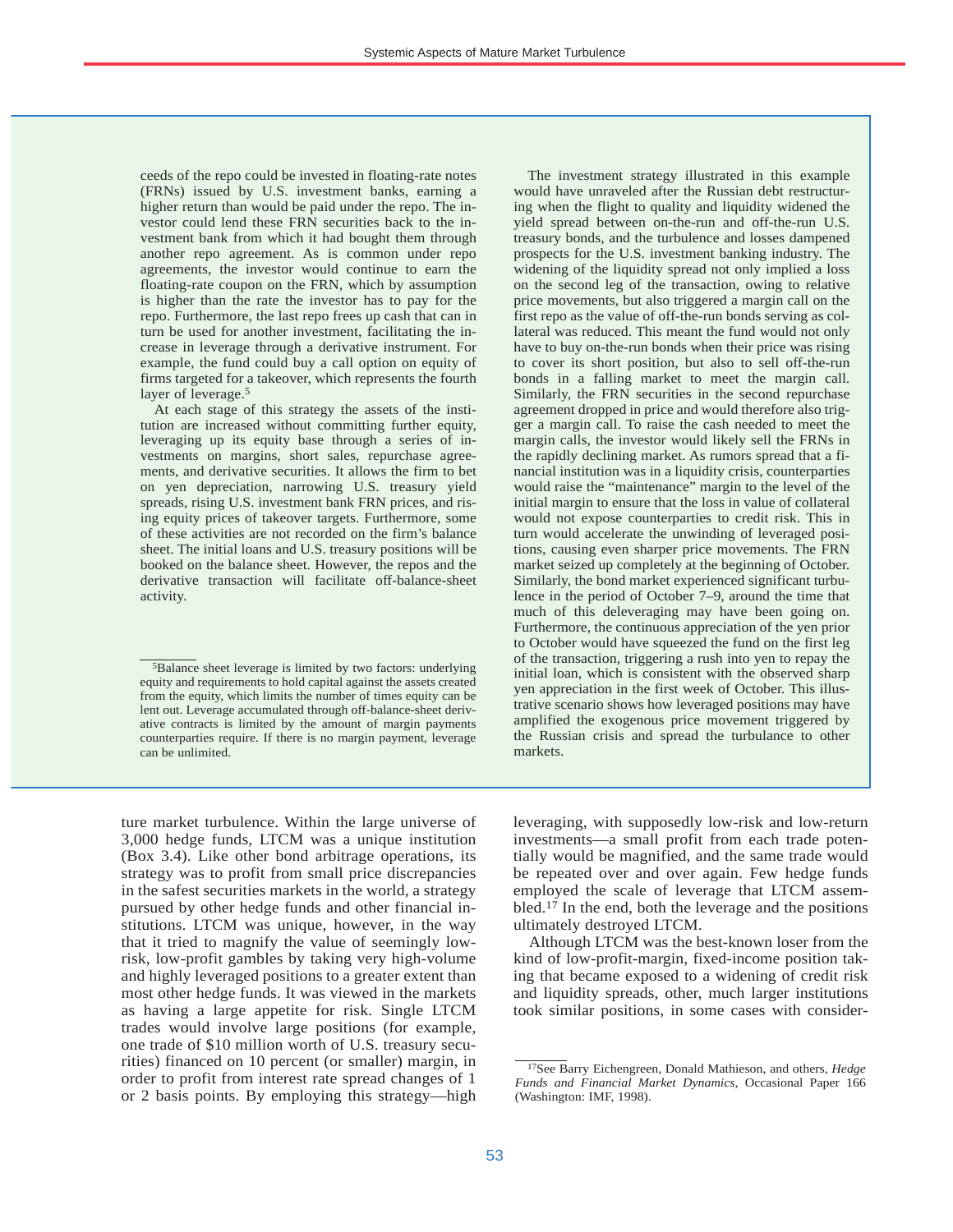ceeds of the repo could be invested in floating-rate notes (FRNs) issued by U.S. investment banks, earning a higher return than would be paid under the repo. The investor could lend these FRN securities back to the investment bank from which it had bought them through another repo agreement. As is common under repo agreements, the investor would continue to earn the floating-rate coupon on the FRN, which by assumption is higher than the rate the investor has to pay for the repo. Furthermore, the last repo frees up cash that can in turn be used for another investment, facilitating the increase in leverage through a derivative instrument. For example, the fund could buy a call option on equity of firms targeted for a takeover, which represents the fourth layer of leverage.[5]

At each stage of this strategy the assets of the institution are increased without committing further equity, leveraging up its equity base through a series of investments on margins, short sales, repurchase agreements, and derivative securities. It allows the firm to bet on yen depreciation, narrowing U.S. treasury yield spreads, rising U.S. investment bank FRN prices, and rising equity prices of takeover targets. Furthermore, some of these activities are not recorded on the firm's balance sheet. The initial loans and U.S. treasury positions will be booked on the balance sheet. However, the repos and the derivative transaction will facilitate off-balance-sheet activity.

[5]Balance sheet leverage is limited by two factors: underlying equity and requirements to hold capital against the assets created from the equity, which limits the number of times equity can be lent out. Leverage accumulated through off-balance-sheet derivative contracts is limited by the amount of margin payments counterparties require. If there is no margin payment, leverage can be unlimited.

The investment strategy illustrated in this example would have unraveled after the Russian debt restructuring when the flight to quality and liquidity widened the yield spread between on-the-run and off-the-run U.S. treasury bonds, and the turbulence and losses dampened prospects for the U.S. investment banking industry. The widening of the liquidity spread not only implied a loss on the second leg of the transaction, owing to relative price movements, but also triggered a margin call on the first repo as the value of off-the-run bonds serving as collateral was reduced. This meant the fund would not only have to buy on-the-run bonds when their price was rising to cover its short position, but also to sell off-the-run bonds in a falling market to meet the margin call. Similarly, the FRN securities in the second repurchase agreement dropped in price and would therefore also trigger a margin call. To raise the cash needed to meet the margin calls, the investor would likely sell the FRNs in the rapidly declining market. As rumors spread that a financial institution was in a liquidity crisis, counterparties would raise the "maintenance" margin to the level of the initial margin to ensure that the loss in value of collateral would not expose counterparties to credit risk. This in turn would accelerate the unwinding of leveraged positions, causing even sharper price movements. The FRN market seized up completely at the beginning of October. Similarly, the bond market experienced significant turbulence in the period of October 7–9, around the time that much of this deleveraging may have been going on. Furthermore, the continuous appreciation of the yen prior to October would have squeezed the fund on the first leg of the transaction, triggering a rush into yen to repay the initial loan, which is consistent with the observed sharp yen appreciation in the first week of October. This illustrative scenario shows how leveraged positions may have amplified the exogenous price movement triggered by the Russian crisis and spread the turbulance to other markets.

ture market turbulence. Within the large universe of 3,000 hedge funds, LTCM was a unique institution (Box 3.4). Like other bond arbitrage operations, its strategy was to profit from small price discrepancies in the safest securities markets in the world, a strategy pursued by other hedge funds and other financial institutions. LTCM was unique, however, in the way that it tried to magnify the value of seemingly low-risk, low-profit gambles by taking very high-volume and highly leveraged positions to a greater extent than most other hedge funds. It was viewed in the markets as having a large appetite for risk. Single LTCM trades would involve large positions (for example, one trade of $10 million worth of U.S. treasury securities) financed on 10 percent (or smaller) margin, in order to profit from interest rate spread changes of 1 or 2 basis points. By employing this strategy—high leveraging, with supposedly low-risk and low-return investments—a small profit from each trade potentially would be magnified, and the same trade would be repeated over and over again. Few hedge funds employed the scale of leverage that LTCM assembled.[17] In the end, both the leverage and the positions ultimately destroyed LTCM.

Although LTCM was the best-known loser from the kind of low-profit-margin, fixed-income position taking that became exposed to a widening of credit risk and liquidity spreads, other, much larger institutions took similar positions, in some cases with consider-

[17]See Barry Eichengreen, Donald Mathieson, and others, *Hedge Funds and Financial Market Dynamics*, Occasional Paper 166 (Washington: IMF, 1998).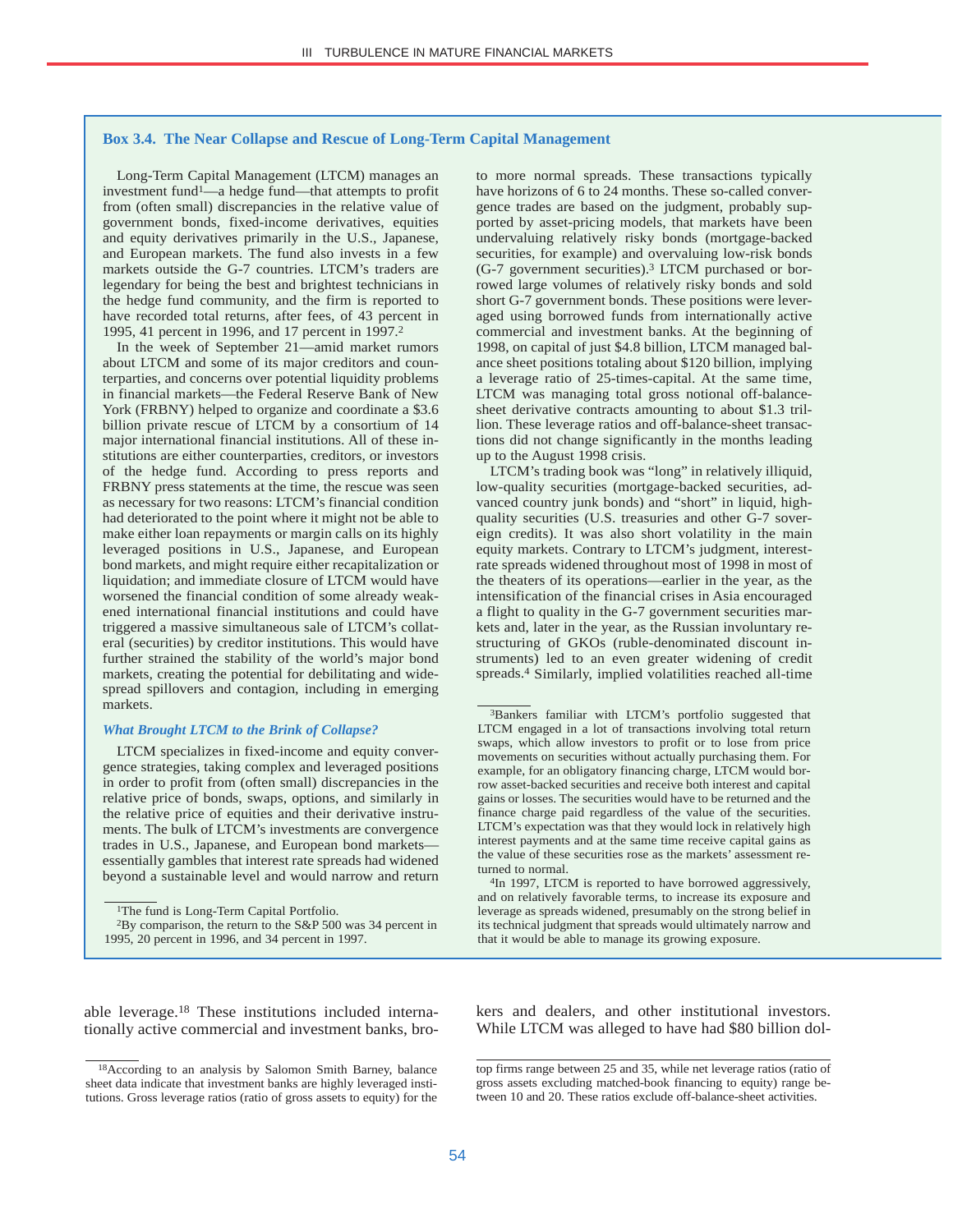### Box 3.4. The Near Collapse and Rescue of Long-Term Capital Management

Long-Term Capital Management (LTCM) manages an investment fund[1]—a hedge fund—that attempts to profit from (often small) discrepancies in the relative value of government bonds, fixed-income derivatives, equities and equity derivatives primarily in the U.S., Japanese, and European markets. The fund also invests in a few markets outside the G-7 countries. LTCM's traders are legendary for being the best and brightest technicians in the hedge fund community, and the firm is reported to have recorded total returns, after fees, of 43 percent in 1995, 41 percent in 1996, and 17 percent in 1997.[2]

In the week of September 21—amid market rumors about LTCM and some of its major creditors and counterparties, and concerns over potential liquidity problems in financial markets—the Federal Reserve Bank of New York (FRBNY) helped to organize and coordinate a $3.6 billion private rescue of LTCM by a consortium of 14 major international financial institutions. All of these institutions are either counterparties, creditors, or investors of the hedge fund. According to press reports and FRBNY press statements at the time, the rescue was seen as necessary for two reasons: LTCM's financial condition had deteriorated to the point where it might not be able to make either loan repayments or margin calls on its highly leveraged positions in U.S., Japanese, and European bond markets, and might require either recapitalization or liquidation; and immediate closure of LTCM would have worsened the financial condition of some already weakened international financial institutions and could have triggered a massive simultaneous sale of LTCM's collateral (securities) by creditor institutions. This would have further strained the stability of the world's major bond markets, creating the potential for debilitating and widespread spillovers and contagion, including in emerging markets.

#### *What Brought LTCM to the Brink of Collapse?*

LTCM specializes in fixed-income and equity convergence strategies, taking complex and leveraged positions in order to profit from (often small) discrepancies in the relative price of bonds, swaps, options, and similarly in the relative price of equities and their derivative instruments. The bulk of LTCM's investments are convergence trades in U.S., Japanese, and European bond markets—essentially gambles that interest rate spreads had widened beyond a sustainable level and would narrow and return to more normal spreads. These transactions typically have horizons of 6 to 24 months. These so-called convergence trades are based on the judgment, probably supported by asset-pricing models, that markets have been undervaluing relatively risky bonds (mortgage-backed securities, for example) and overvaluing low-risk bonds (G-7 government securities).[3] LTCM purchased or borrowed large volumes of relatively risky bonds and sold short G-7 government bonds. These positions were leveraged using borrowed funds from internationally active commercial and investment banks. At the beginning of 1998, on capital of just $4.8 billion, LTCM managed balance sheet positions totaling about $120 billion, implying a leverage ratio of 25-times-capital. At the same time, LTCM was managing total gross notional off-balance-sheet derivative contracts amounting to about $1.3 trillion. These leverage ratios and off-balance-sheet transactions did not change significantly in the months leading up to the August 1998 crisis.

LTCM's trading book was "long" in relatively illiquid, low-quality securities (mortgage-backed securities, advanced country junk bonds) and "short" in liquid, high-quality securities (U.S. treasuries and other G-7 sovereign credits). It was also short volatility in the main equity markets. Contrary to LTCM's judgment, interest-rate spreads widened throughout most of 1998 in most of the theaters of its operations—earlier in the year, as the intensification of the financial crises in Asia encouraged a flight to quality in the G-7 government securities markets and, later in the year, as the Russian involuntary restructuring of GKOs (ruble-denominated discount instruments) led to an even greater widening of credit spreads.[4] Similarly, implied volatilities reached all-time

[1]The fund is Long-Term Capital Portfolio.

[2]By comparison, the return to the S&P 500 was 34 percent in 1995, 20 percent in 1996, and 34 percent in 1997.

[3]Bankers familiar with LTCM's portfolio suggested that LTCM engaged in a lot of transactions involving total return swaps, which allow investors to profit or to lose from price movements on securities without actually purchasing them. For example, for an obligatory financing charge, LTCM would borrow asset-backed securities and receive both interest and capital gains or losses. The securities would have to be returned and the finance charge paid regardless of the value of the securities. LTCM's expectation was that they would lock in relatively high interest payments and at the same time receive capital gains as the value of these securities rose as the markets' assessment returned to normal.

[4]In 1997, LTCM is reported to have borrowed aggressively, and on relatively favorable terms, to increase its exposure and leverage as spreads widened, presumably on the strong belief in its technical judgment that spreads would ultimately narrow and that it would be able to manage its growing exposure.

---

able leverage.[18] These institutions included internationally active commercial and investment banks, brokers and dealers, and other institutional investors. While LTCM was alleged to have had $80 billion dol-

[18]According to an analysis by Salomon Smith Barney, balance sheet data indicate that investment banks are highly leveraged institutions. Gross leverage ratios (ratio of gross assets to equity) for the top firms range between 25 and 35, while net leverage ratios (ratio of gross assets excluding matched-book financing to equity) range between 10 and 20. These ratios exclude off-balance-sheet activities.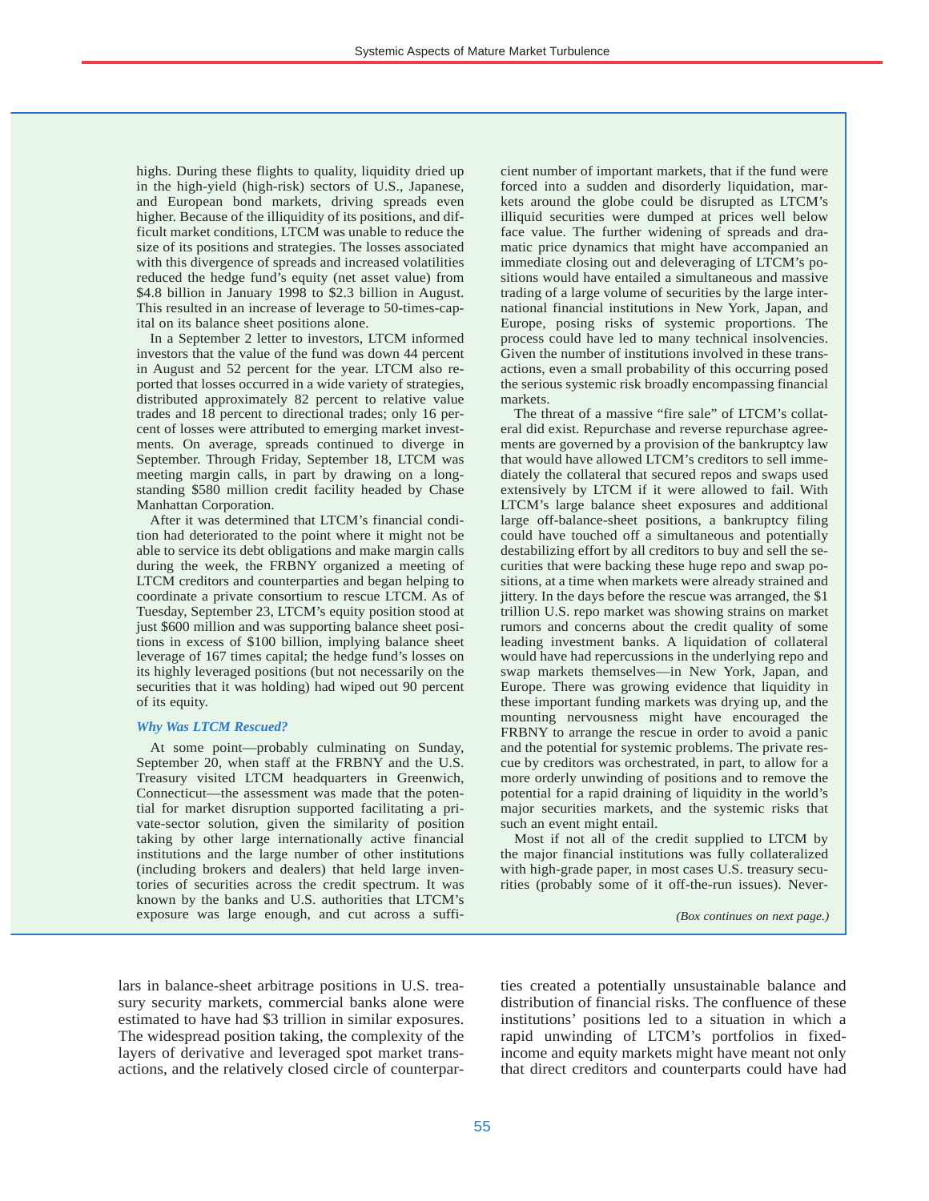highs. During these flights to quality, liquidity dried up in the high-yield (high-risk) sectors of U.S., Japanese, and European bond markets, driving spreads even higher. Because of the illiquidity of its positions, and difficult market conditions, LTCM was unable to reduce the size of its positions and strategies. The losses associated with this divergence of spreads and increased volatilities reduced the hedge fund's equity (net asset value) from $4.8 billion in January 1998 to $2.3 billion in August. This resulted in an increase of leverage to 50-times-capital on its balance sheet positions alone.

In a September 2 letter to investors, LTCM informed investors that the value of the fund was down 44 percent in August and 52 percent for the year. LTCM also reported that losses occurred in a wide variety of strategies, distributed approximately 82 percent to relative value trades and 18 percent to directional trades; only 16 percent of losses were attributed to emerging market investments. On average, spreads continued to diverge in September. Through Friday, September 18, LTCM was meeting margin calls, in part by drawing on a long-standing $580 million credit facility headed by Chase Manhattan Corporation.

After it was determined that LTCM's financial condition had deteriorated to the point where it might not be able to service its debt obligations and make margin calls during the week, the FRBNY organized a meeting of LTCM creditors and counterparties and began helping to coordinate a private consortium to rescue LTCM. As of Tuesday, September 23, LTCM's equity position stood at just $600 million and was supporting balance sheet positions in excess of $100 billion, implying balance sheet leverage of 167 times capital; the hedge fund's losses on its highly leveraged positions (but not necessarily on the securities that it was holding) had wiped out 90 percent of its equity.

### *Why Was LTCM Rescued?*

At some point—probably culminating on Sunday, September 20, when staff at the FRBNY and the U.S. Treasury visited LTCM headquarters in Greenwich, Connecticut—the assessment was made that the potential for market disruption supported facilitating a private-sector solution, given the similarity of position taking by other large internationally active financial institutions and the large number of other institutions (including brokers and dealers) that held large inventories of securities across the credit spectrum. It was known by the banks and U.S. authorities that LTCM's exposure was large enough, and cut across a sufficient number of important markets, that if the fund were forced into a sudden and disorderly liquidation, markets around the globe could be disrupted as LTCM's illiquid securities were dumped at prices well below face value. The further widening of spreads and dramatic price dynamics that might have accompanied an immediate closing out and deleveraging of LTCM's positions would have entailed a simultaneous and massive trading of a large volume of securities by the large international financial institutions in New York, Japan, and Europe, posing risks of systemic proportions. The process could have led to many technical insolvencies. Given the number of institutions involved in these transactions, even a small probability of this occurring posed the serious systemic risk broadly encompassing financial markets.

The threat of a massive "fire sale" of LTCM's collateral did exist. Repurchase and reverse repurchase agreements are governed by a provision of the bankruptcy law that would have allowed LTCM's creditors to sell immediately the collateral that secured repos and swaps used extensively by LTCM if it were allowed to fail. With LTCM's large balance sheet exposures and additional large off-balance-sheet positions, a bankruptcy filing could have touched off a simultaneous and potentially destabilizing effort by all creditors to buy and sell the securities that were backing these huge repo and swap positions, at a time when markets were already strained and jittery. In the days before the rescue was arranged, the $1 trillion U.S. repo market was showing strains on market rumors and concerns about the credit quality of some leading investment banks. A liquidation of collateral would have had repercussions in the underlying repo and swap markets themselves—in New York, Japan, and Europe. There was growing evidence that liquidity in these important funding markets was drying up, and the mounting nervousness might have encouraged the FRBNY to arrange the rescue in order to avoid a panic and the potential for systemic problems. The private rescue by creditors was orchestrated, in part, to allow for a more orderly unwinding of positions and to remove the potential for a rapid draining of liquidity in the world's major securities markets, and the systemic risks that such an event might entail.

Most if not all of the credit supplied to LTCM by the major financial institutions was fully collateralized with high-grade paper, in most cases U.S. treasury securities (probably some of it off-the-run issues). Never-

*(Box continues on next page.)*

lars in balance-sheet arbitrage positions in U.S. treasury security markets, commercial banks alone were estimated to have had $3 trillion in similar exposures. The widespread position taking, the complexity of the layers of derivative and leveraged spot market transactions, and the relatively closed circle of counterparties created a potentially unsustainable balance and distribution of financial risks. The confluence of these institutions' positions led to a situation in which a rapid unwinding of LTCM's portfolios in fixed-income and equity markets might have meant not only that direct creditors and counterparts could have had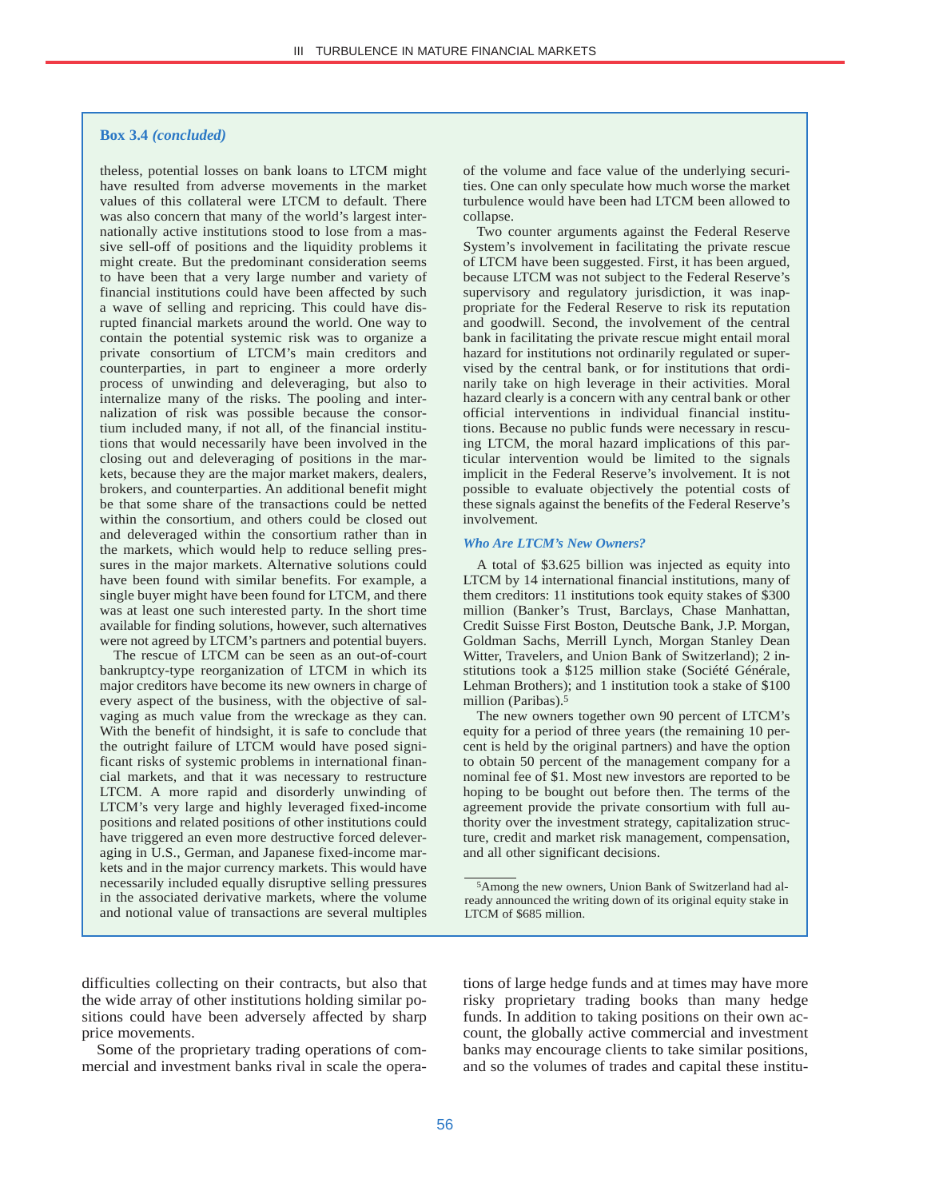**Box 3.4** ***(concluded)***

theless, potential losses on bank loans to LTCM might have resulted from adverse movements in the market values of this collateral were LTCM to default. There was also concern that many of the world's largest internationally active institutions stood to lose from a massive sell-off of positions and the liquidity problems it might create. But the predominant consideration seems to have been that a very large number and variety of financial institutions could have been affected by such a wave of selling and repricing. This could have disrupted financial markets around the world. One way to contain the potential systemic risk was to organize a private consortium of LTCM's main creditors and counterparties, in part to engineer a more orderly process of unwinding and deleveraging, but also to internalize many of the risks. The pooling and internalization of risk was possible because the consortium included many, if not all, of the financial institutions that would necessarily have been involved in the closing out and deleveraging of positions in the markets, because they are the major market makers, dealers, brokers, and counterparties. An additional benefit might be that some share of the transactions could be netted within the consortium, and others could be closed out and deleveraged within the consortium rather than in the markets, which would help to reduce selling pressures in the major markets. Alternative solutions could have been found with similar benefits. For example, a single buyer might have been found for LTCM, and there was at least one such interested party. In the short time available for finding solutions, however, such alternatives were not agreed by LTCM's partners and potential buyers.

The rescue of LTCM can be seen as an out-of-court bankruptcy-type reorganization of LTCM in which its major creditors have become its new owners in charge of every aspect of the business, with the objective of salvaging as much value from the wreckage as they can. With the benefit of hindsight, it is safe to conclude that the outright failure of LTCM would have posed significant risks of systemic problems in international financial markets, and that it was necessary to restructure LTCM. A more rapid and disorderly unwinding of LTCM's very large and highly leveraged fixed-income positions and related positions of other institutions could have triggered an even more destructive forced deleveraging in U.S., German, and Japanese fixed-income markets and in the major currency markets. This would have necessarily included equally disruptive selling pressures in the associated derivative markets, where the volume and notional value of transactions are several multiples of the volume and face value of the underlying securities. One can only speculate how much worse the market turbulence would have been had LTCM been allowed to collapse.

Two counter arguments against the Federal Reserve System's involvement in facilitating the private rescue of LTCM have been suggested. First, it has been argued, because LTCM was not subject to the Federal Reserve's supervisory and regulatory jurisdiction, it was inappropriate for the Federal Reserve to risk its reputation and goodwill. Second, the involvement of the central bank in facilitating the private rescue might entail moral hazard for institutions not ordinarily regulated or supervised by the central bank, or for institutions that ordinarily take on high leverage in their activities. Moral hazard clearly is a concern with any central bank or other official interventions in individual financial institutions. Because no public funds were necessary in rescuing LTCM, the moral hazard implications of this particular intervention would be limited to the signals implicit in the Federal Reserve's involvement. It is not possible to evaluate objectively the potential costs of these signals against the benefits of the Federal Reserve's involvement.

***Who Are LTCM's New Owners?***

A total of $3.625 billion was injected as equity into LTCM by 14 international financial institutions, many of them creditors: 11 institutions took equity stakes of $300 million (Banker's Trust, Barclays, Chase Manhattan, Credit Suisse First Boston, Deutsche Bank, J.P. Morgan, Goldman Sachs, Merrill Lynch, Morgan Stanley Dean Witter, Travelers, and Union Bank of Switzerland); 2 institutions took a $125 million stake (Société Générale, Lehman Brothers); and 1 institution took a stake of $100 million (Paribas).[5]

The new owners together own 90 percent of LTCM's equity for a period of three years (the remaining 10 percent is held by the original partners) and have the option to obtain 50 percent of the management company for a nominal fee of $1. Most new investors are reported to be hoping to be bought out before then. The terms of the agreement provide the private consortium with full authority over the investment strategy, capitalization structure, credit and market risk management, compensation, and all other significant decisions.

[5]Among the new owners, Union Bank of Switzerland had already announced the writing down of its original equity stake in LTCM of $685 million.

difficulties collecting on their contracts, but also that the wide array of other institutions holding similar positions could have been adversely affected by sharp price movements.

Some of the proprietary trading operations of commercial and investment banks rival in scale the operations of large hedge funds and at times may have more risky proprietary trading books than many hedge funds. In addition to taking positions on their own account, the globally active commercial and investment banks may encourage clients to take similar positions, and so the volumes of trades and capital these institu-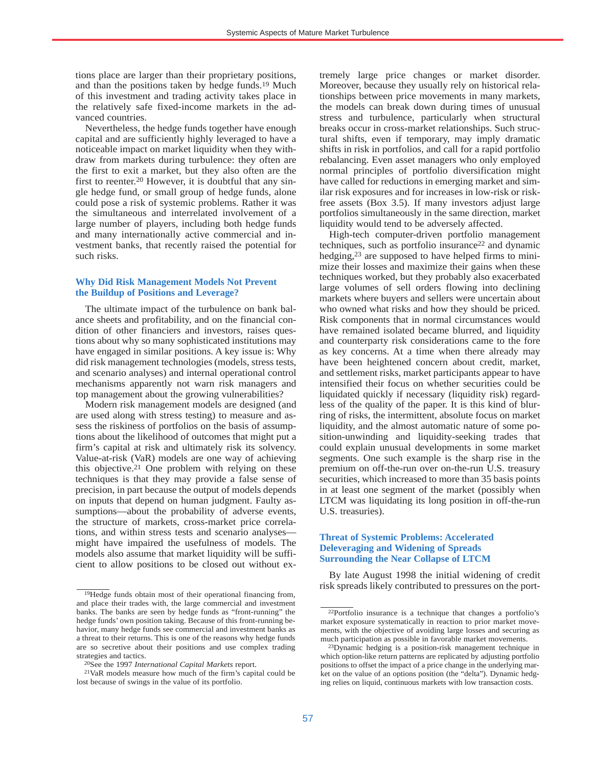tions place are larger than their proprietary positions, and than the positions taken by hedge funds.[19] Much of this investment and trading activity takes place in the relatively safe fixed-income markets in the advanced countries.

Nevertheless, the hedge funds together have enough capital and are sufficiently highly leveraged to have a noticeable impact on market liquidity when they withdraw from markets during turbulence: they often are the first to exit a market, but they also often are the first to reenter.[20] However, it is doubtful that any single hedge fund, or small group of hedge funds, alone could pose a risk of systemic problems. Rather it was the simultaneous and interrelated involvement of a large number of players, including both hedge funds and many internationally active commercial and investment banks, that recently raised the potential for such risks.

### Why Did Risk Management Models Not Prevent the Buildup of Positions and Leverage?

The ultimate impact of the turbulence on bank balance sheets and profitability, and on the financial condition of other financiers and investors, raises questions about why so many sophisticated institutions may have engaged in similar positions. A key issue is: Why did risk management technologies (models, stress tests, and scenario analyses) and internal operational control mechanisms apparently not warn risk managers and top management about the growing vulnerabilities?

Modern risk management models are designed (and are used along with stress testing) to measure and assess the riskiness of portfolios on the basis of assumptions about the likelihood of outcomes that might put a firm's capital at risk and ultimately risk its solvency. Value-at-risk (VaR) models are one way of achieving this objective.[21] One problem with relying on these techniques is that they may provide a false sense of precision, in part because the output of models depends on inputs that depend on human judgment. Faulty assumptions—about the probability of adverse events, the structure of markets, cross-market price correlations, and within stress tests and scenario analyses—might have impaired the usefulness of models. The models also assume that market liquidity will be sufficient to allow positions to be closed out without extremely large price changes or market disorder. Moreover, because they usually rely on historical relationships between price movements in many markets, the models can break down during times of unusual stress and turbulence, particularly when structural breaks occur in cross-market relationships. Such structural shifts, even if temporary, may imply dramatic shifts in risk in portfolios, and call for a rapid portfolio rebalancing. Even asset managers who only employed normal principles of portfolio diversification might have called for reductions in emerging market and similar risk exposures and for increases in low-risk or risk-free assets (Box 3.5). If many investors adjust large portfolios simultaneously in the same direction, market liquidity would tend to be adversely affected.

High-tech computer-driven portfolio management techniques, such as portfolio insurance[22] and dynamic hedging,[23] are supposed to have helped firms to minimize their losses and maximize their gains when these techniques worked, but they probably also exacerbated large volumes of sell orders flowing into declining markets where buyers and sellers were uncertain about who owned what risks and how they should be priced. Risk components that in normal circumstances would have remained isolated became blurred, and liquidity and counterparty risk considerations came to the fore as key concerns. At a time when there already may have been heightened concern about credit, market, and settlement risks, market participants appear to have intensified their focus on whether securities could be liquidated quickly if necessary (liquidity risk) regardless of the quality of the paper. It is this kind of blurring of risks, the intermittent, absolute focus on market liquidity, and the almost automatic nature of some position-unwinding and liquidity-seeking trades that could explain unusual developments in some market segments. One such example is the sharp rise in the premium on off-the-run over on-the-run U.S. treasury securities, which increased to more than 35 basis points in at least one segment of the market (possibly when LTCM was liquidating its long position in off-the-run U.S. treasuries).

### Threat of Systemic Problems: Accelerated Deleveraging and Widening of Spreads Surrounding the Near Collapse of LTCM

By late August 1998 the initial widening of credit risk spreads likely contributed to pressures on the port-

---

[19]Hedge funds obtain most of their operational financing from, and place their trades with, the large commercial and investment banks. The banks are seen by hedge funds as "front-running" the hedge funds' own position taking. Because of this front-running behavior, many hedge funds see commercial and investment banks as a threat to their returns. This is one of the reasons why hedge funds are so secretive about their positions and use complex trading strategies and tactics.

[20]See the 1997 *International Capital Markets* report.

[21]VaR models measure how much of the firm's capital could be lost because of swings in the value of its portfolio.

[22]Portfolio insurance is a technique that changes a portfolio's market exposure systematically in reaction to prior market movements, with the objective of avoiding large losses and securing as much participation as possible in favorable market movements.

[23]Dynamic hedging is a position-risk management technique in which option-like return patterns are replicated by adjusting portfolio positions to offset the impact of a price change in the underlying market on the value of an options position (the "delta"). Dynamic hedging relies on liquid, continuous markets with low transaction costs.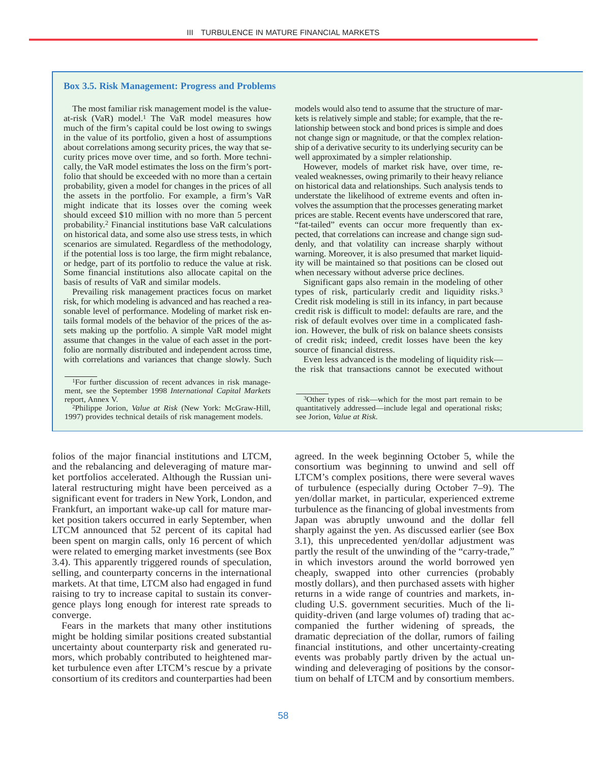### Box 3.5. Risk Management: Progress and Problems

The most familiar risk management model is the value-at-risk (VaR) model.[1] The VaR model measures how much of the firm's capital could be lost owing to swings in the value of its portfolio, given a host of assumptions about correlations among security prices, the way that security prices move over time, and so forth. More technically, the VaR model estimates the loss on the firm's portfolio that should be exceeded with no more than a certain probability, given a model for changes in the prices of all the assets in the portfolio. For example, a firm's VaR might indicate that its losses over the coming week should exceed $10 million with no more than 5 percent probability.[2] Financial institutions base VaR calculations on historical data, and some also use stress tests, in which scenarios are simulated. Regardless of the methodology, if the potential loss is too large, the firm might rebalance, or hedge, part of its portfolio to reduce the value at risk. Some financial institutions also allocate capital on the basis of results of VaR and similar models.

Prevailing risk management practices focus on market risk, for which modeling is advanced and has reached a reasonable level of performance. Modeling of market risk entails formal models of the behavior of the prices of the assets making up the portfolio. A simple VaR model might assume that changes in the value of each asset in the portfolio are normally distributed and independent across time, with correlations and variances that change slowly. Such models would also tend to assume that the structure of markets is relatively simple and stable; for example, that the relationship between stock and bond prices is simple and does not change sign or magnitude, or that the complex relationship of a derivative security to its underlying security can be well approximated by a simpler relationship.

However, models of market risk have, over time, revealed weaknesses, owing primarily to their heavy reliance on historical data and relationships. Such analysis tends to understate the likelihood of extreme events and often involves the assumption that the processes generating market prices are stable. Recent events have underscored that rare, "fat-tailed" events can occur more frequently than expected, that correlations can increase and change sign suddenly, and that volatility can increase sharply without warning. Moreover, it is also presumed that market liquidity will be maintained so that positions can be closed out when necessary without adverse price declines.

Significant gaps also remain in the modeling of other types of risk, particularly credit and liquidity risks.[3] Credit risk modeling is still in its infancy, in part because credit risk is difficult to model: defaults are rare, and the risk of default evolves over time in a complicated fashion. However, the bulk of risk on balance sheets consists of credit risk; indeed, credit losses have been the key source of financial distress.

Even less advanced is the modeling of liquidity risk—the risk that transactions cannot be executed without

[1]For further discussion of recent advances in risk management, see the September 1998 *International Capital Markets* report, Annex V.

[2]Philippe Jorion, *Value at Risk* (New York: McGraw-Hill, 1997) provides technical details of risk management models.

[3]Other types of risk—which for the most part remain to be quantitatively addressed—include legal and operational risks; see Jorion, *Value at Risk*.

folios of the major financial institutions and LTCM, and the rebalancing and deleveraging of mature market portfolios accelerated. Although the Russian unilateral restructuring might have been perceived as a significant event for traders in New York, London, and Frankfurt, an important wake-up call for mature market position takers occurred in early September, when LTCM announced that 52 percent of its capital had been spent on margin calls, only 16 percent of which were related to emerging market investments (see Box 3.4). This apparently triggered rounds of speculation, selling, and counterparty concerns in the international markets. At that time, LTCM also had engaged in fund raising to try to increase capital to sustain its convergence plays long enough for interest rate spreads to converge.

Fears in the markets that many other institutions might be holding similar positions created substantial uncertainty about counterparty risk and generated rumors, which probably contributed to heightened market turbulence even after LTCM's rescue by a private consortium of its creditors and counterparties had been agreed. In the week beginning October 5, while the consortium was beginning to unwind and sell off LTCM's complex positions, there were several waves of turbulence (especially during October 7–9). The yen/dollar market, in particular, experienced extreme turbulence as the financing of global investments from Japan was abruptly unwound and the dollar fell sharply against the yen. As discussed earlier (see Box 3.1), this unprecedented yen/dollar adjustment was partly the result of the unwinding of the "carry-trade," in which investors around the world borrowed yen cheaply, swapped into other currencies (probably mostly dollars), and then purchased assets with higher returns in a wide range of countries and markets, including U.S. government securities. Much of the liquidity-driven (and large volumes of) trading that accompanied the further widening of spreads, the dramatic depreciation of the dollar, rumors of failing financial institutions, and other uncertainty-creating events was probably partly driven by the actual unwinding and deleveraging of positions by the consortium on behalf of LTCM and by consortium members.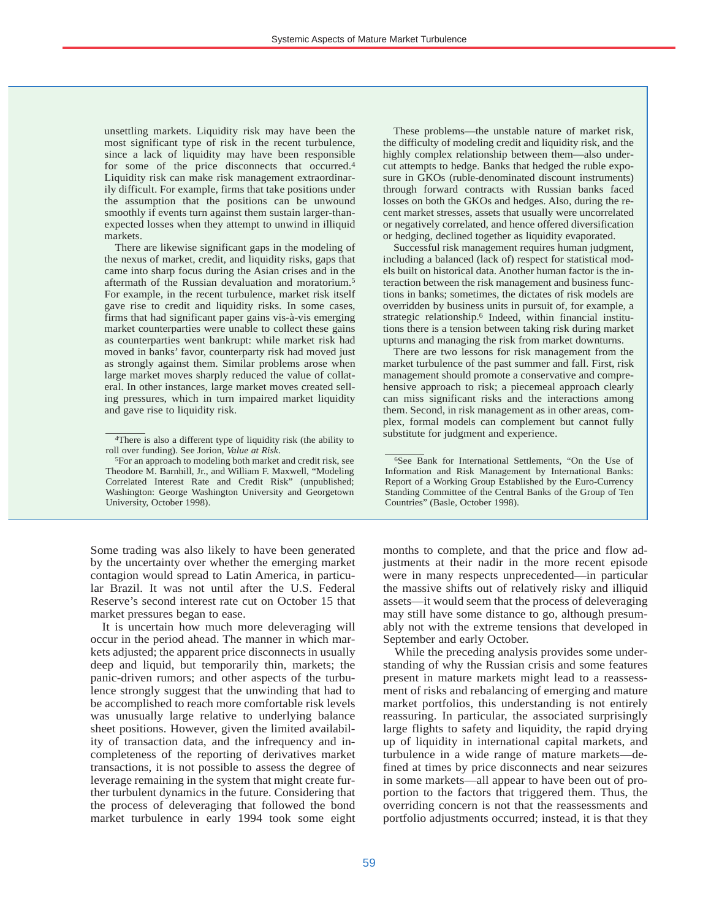unsettling markets. Liquidity risk may have been the most significant type of risk in the recent turbulence, since a lack of liquidity may have been responsible for some of the price disconnects that occurred.[4] Liquidity risk can make risk management extraordinarily difficult. For example, firms that take positions under the assumption that the positions can be unwound smoothly if events turn against them sustain larger-than-expected losses when they attempt to unwind in illiquid markets.

There are likewise significant gaps in the modeling of the nexus of market, credit, and liquidity risks, gaps that came into sharp focus during the Asian crises and in the aftermath of the Russian devaluation and moratorium.[5] For example, in the recent turbulence, market risk itself gave rise to credit and liquidity risks. In some cases, firms that had significant paper gains vis-à-vis emerging market counterparties were unable to collect these gains as counterparties went bankrupt: while market risk had moved in banks' favor, counterparty risk had moved just as strongly against them. Similar problems arose when large market moves sharply reduced the value of collateral. In other instances, large market moves created selling pressures, which in turn impaired market liquidity and gave rise to liquidity risk.

[4]There is also a different type of liquidity risk (the ability to roll over funding). See Jorion, *Value at Risk*.

[5]For an approach to modeling both market and credit risk, see Theodore M. Barnhill, Jr., and William F. Maxwell, "Modeling Correlated Interest Rate and Credit Risk" (unpublished; Washington: George Washington University and Georgetown University, October 1998).

These problems—the unstable nature of market risk, the difficulty of modeling credit and liquidity risk, and the highly complex relationship between them—also undercut attempts to hedge. Banks that hedged the ruble exposure in GKOs (ruble-denominated discount instruments) through forward contracts with Russian banks faced losses on both the GKOs and hedges. Also, during the recent market stresses, assets that usually were uncorrelated or negatively correlated, and hence offered diversification or hedging, declined together as liquidity evaporated.

Successful risk management requires human judgment, including a balanced (lack of) respect for statistical models built on historical data. Another human factor is the interaction between the risk management and business functions in banks; sometimes, the dictates of risk models are overridden by business units in pursuit of, for example, a strategic relationship.[6] Indeed, within financial institutions there is a tension between taking risk during market upturns and managing the risk from market downturns.

There are two lessons for risk management from the market turbulence of the past summer and fall. First, risk management should promote a conservative and comprehensive approach to risk; a piecemeal approach clearly can miss significant risks and the interactions among them. Second, in risk management as in other areas, complex, formal models can complement but cannot fully substitute for judgment and experience.

[6]See Bank for International Settlements, "On the Use of Information and Risk Management by International Banks: Report of a Working Group Established by the Euro-Currency Standing Committee of the Central Banks of the Group of Ten Countries" (Basle, October 1998).

Some trading was also likely to have been generated by the uncertainty over whether the emerging market contagion would spread to Latin America, in particular Brazil. It was not until after the U.S. Federal Reserve's second interest rate cut on October 15 that market pressures began to ease.

It is uncertain how much more deleveraging will occur in the period ahead. The manner in which markets adjusted; the apparent price disconnects in usually deep and liquid, but temporarily thin, markets; the panic-driven rumors; and other aspects of the turbulence strongly suggest that the unwinding that had to be accomplished to reach more comfortable risk levels was unusually large relative to underlying balance sheet positions. However, given the limited availability of transaction data, and the infrequency and incompleteness of the reporting of derivatives market transactions, it is not possible to assess the degree of leverage remaining in the system that might create further turbulent dynamics in the future. Considering that the process of deleveraging that followed the bond market turbulence in early 1994 took some eight months to complete, and that the price and flow adjustments at their nadir in the more recent episode were in many respects unprecedented—in particular the massive shifts out of relatively risky and illiquid assets—it would seem that the process of deleveraging may still have some distance to go, although presumably not with the extreme tensions that developed in September and early October.

While the preceding analysis provides some understanding of why the Russian crisis and some features present in mature markets might lead to a reassessment of risks and rebalancing of emerging and mature market portfolios, this understanding is not entirely reassuring. In particular, the associated surprisingly large flights to safety and liquidity, the rapid drying up of liquidity in international capital markets, and turbulence in a wide range of mature markets—defined at times by price disconnects and near seizures in some markets—all appear to have been out of proportion to the factors that triggered them. Thus, the overriding concern is not that the reassessments and portfolio adjustments occurred; instead, it is that they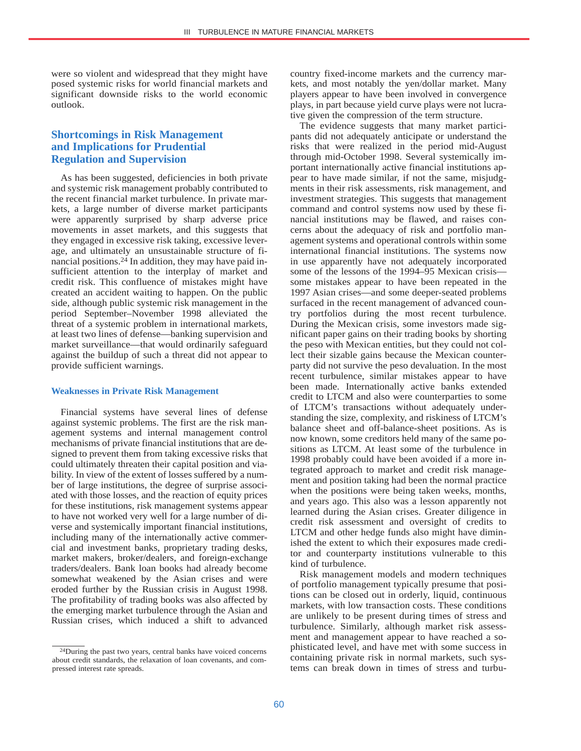were so violent and widespread that they might have posed systemic risks for world financial markets and significant downside risks to the world economic outlook.

## Shortcomings in Risk Management and Implications for Prudential Regulation and Supervision

As has been suggested, deficiencies in both private and systemic risk management probably contributed to the recent financial market turbulence. In private markets, a large number of diverse market participants were apparently surprised by sharp adverse price movements in asset markets, and this suggests that they engaged in excessive risk taking, excessive leverage, and ultimately an unsustainable structure of financial positions.[24] In addition, they may have paid insufficient attention to the interplay of market and credit risk. This confluence of mistakes might have created an accident waiting to happen. On the public side, although public systemic risk management in the period September–November 1998 alleviated the threat of a systemic problem in international markets, at least two lines of defense—banking supervision and market surveillance—that would ordinarily safeguard against the buildup of such a threat did not appear to provide sufficient warnings.

### Weaknesses in Private Risk Management

Financial systems have several lines of defense against systemic problems. The first are the risk management systems and internal management control mechanisms of private financial institutions that are designed to prevent them from taking excessive risks that could ultimately threaten their capital position and viability. In view of the extent of losses suffered by a number of large institutions, the degree of surprise associated with those losses, and the reaction of equity prices for these institutions, risk management systems appear to have not worked very well for a large number of diverse and systemically important financial institutions, including many of the internationally active commercial and investment banks, proprietary trading desks, market makers, broker/dealers, and foreign-exchange traders/dealers. Bank loan books had already become somewhat weakened by the Asian crises and were eroded further by the Russian crisis in August 1998. The profitability of trading books was also affected by the emerging market turbulence through the Asian and Russian crises, which induced a shift to advanced country fixed-income markets and the currency markets, and most notably the yen/dollar market. Many players appear to have been involved in convergence plays, in part because yield curve plays were not lucrative given the compression of the term structure.

The evidence suggests that many market participants did not adequately anticipate or understand the risks that were realized in the period mid-August through mid-October 1998. Several systemically important internationally active financial institutions appear to have made similar, if not the same, misjudgments in their risk assessments, risk management, and investment strategies. This suggests that management command and control systems now used by these financial institutions may be flawed, and raises concerns about the adequacy of risk and portfolio management systems and operational controls within some international financial institutions. The systems now in use apparently have not adequately incorporated some of the lessons of the 1994–95 Mexican crisis—some mistakes appear to have been repeated in the 1997 Asian crises—and some deeper-seated problems surfaced in the recent management of advanced country portfolios during the most recent turbulence. During the Mexican crisis, some investors made significant paper gains on their trading books by shorting the peso with Mexican entities, but they could not collect their sizable gains because the Mexican counterparty did not survive the peso devaluation. In the most recent turbulence, similar mistakes appear to have been made. Internationally active banks extended credit to LTCM and also were counterparties to some of LTCM's transactions without adequately understanding the size, complexity, and riskiness of LTCM's balance sheet and off-balance-sheet positions. As is now known, some creditors held many of the same positions as LTCM. At least some of the turbulence in 1998 probably could have been avoided if a more integrated approach to market and credit risk management and position taking had been the normal practice when the positions were being taken weeks, months, and years ago. This also was a lesson apparently not learned during the Asian crises. Greater diligence in credit risk assessment and oversight of credits to LTCM and other hedge funds also might have diminished the extent to which their exposures made creditor and counterparty institutions vulnerable to this kind of turbulence.

Risk management models and modern techniques of portfolio management typically presume that positions can be closed out in orderly, liquid, continuous markets, with low transaction costs. These conditions are unlikely to be present during times of stress and turbulence. Similarly, although market risk assessment and management appear to have reached a sophisticated level, and have met with some success in containing private risk in normal markets, such systems can break down in times of stress and turbu-

[24] During the past two years, central banks have voiced concerns about credit standards, the relaxation of loan covenants, and compressed interest rate spreads.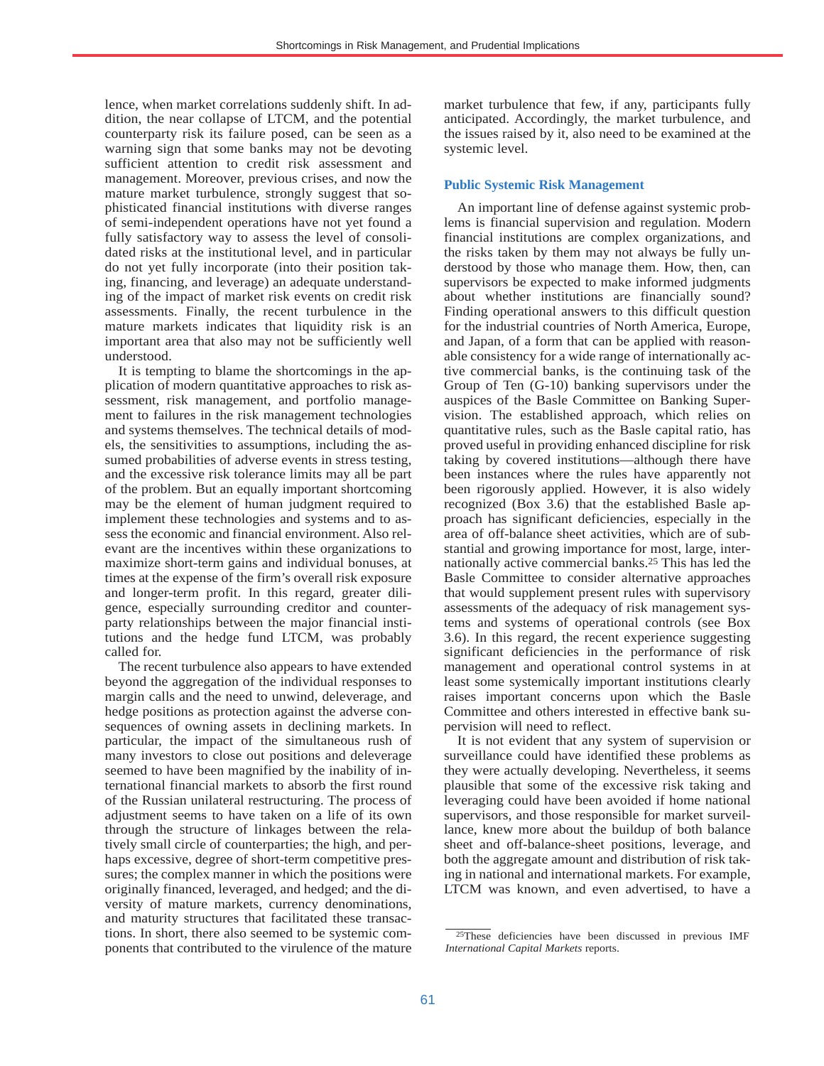lence, when market correlations suddenly shift. In addition, the near collapse of LTCM, and the potential counterparty risk its failure posed, can be seen as a warning sign that some banks may not be devoting sufficient attention to credit risk assessment and management. Moreover, previous crises, and now the mature market turbulence, strongly suggest that sophisticated financial institutions with diverse ranges of semi-independent operations have not yet found a fully satisfactory way to assess the level of consolidated risks at the institutional level, and in particular do not yet fully incorporate (into their position taking, financing, and leverage) an adequate understanding of the impact of market risk events on credit risk assessments. Finally, the recent turbulence in the mature markets indicates that liquidity risk is an important area that also may not be sufficiently well understood.

It is tempting to blame the shortcomings in the application of modern quantitative approaches to risk assessment, risk management, and portfolio management to failures in the risk management technologies and systems themselves. The technical details of models, the sensitivities to assumptions, including the assumed probabilities of adverse events in stress testing, and the excessive risk tolerance limits may all be part of the problem. But an equally important shortcoming may be the element of human judgment required to implement these technologies and systems and to assess the economic and financial environment. Also relevant are the incentives within these organizations to maximize short-term gains and individual bonuses, at times at the expense of the firm's overall risk exposure and longer-term profit. In this regard, greater diligence, especially surrounding creditor and counterparty relationships between the major financial institutions and the hedge fund LTCM, was probably called for.

The recent turbulence also appears to have extended beyond the aggregation of the individual responses to margin calls and the need to unwind, deleverage, and hedge positions as protection against the adverse consequences of owning assets in declining markets. In particular, the impact of the simultaneous rush of many investors to close out positions and deleverage seemed to have been magnified by the inability of international financial markets to absorb the first round of the Russian unilateral restructuring. The process of adjustment seems to have taken on a life of its own through the structure of linkages between the relatively small circle of counterparties; the high, and perhaps excessive, degree of short-term competitive pressures; the complex manner in which the positions were originally financed, leveraged, and hedged; and the diversity of mature markets, currency denominations, and maturity structures that facilitated these transactions. In short, there also seemed to be systemic components that contributed to the virulence of the mature market turbulence that few, if any, participants fully anticipated. Accordingly, the market turbulence, and the issues raised by it, also need to be examined at the systemic level.

### Public Systemic Risk Management

An important line of defense against systemic problems is financial supervision and regulation. Modern financial institutions are complex organizations, and the risks taken by them may not always be fully understood by those who manage them. How, then, can supervisors be expected to make informed judgments about whether institutions are financially sound? Finding operational answers to this difficult question for the industrial countries of North America, Europe, and Japan, of a form that can be applied with reasonable consistency for a wide range of internationally active commercial banks, is the continuing task of the Group of Ten (G-10) banking supervisors under the auspices of the Basle Committee on Banking Supervision. The established approach, which relies on quantitative rules, such as the Basle capital ratio, has proved useful in providing enhanced discipline for risk taking by covered institutions—although there have been instances where the rules have apparently not been rigorously applied. However, it is also widely recognized (Box 3.6) that the established Basle approach has significant deficiencies, especially in the area of off-balance sheet activities, which are of substantial and growing importance for most, large, internationally active commercial banks.[25] This has led the Basle Committee to consider alternative approaches that would supplement present rules with supervisory assessments of the adequacy of risk management systems and systems of operational controls (see Box 3.6). In this regard, the recent experience suggesting significant deficiencies in the performance of risk management and operational control systems in at least some systemically important institutions clearly raises important concerns upon which the Basle Committee and others interested in effective bank supervision will need to reflect.

It is not evident that any system of supervision or surveillance could have identified these problems as they were actually developing. Nevertheless, it seems plausible that some of the excessive risk taking and leveraging could have been avoided if home national supervisors, and those responsible for market surveillance, knew more about the buildup of both balance sheet and off-balance-sheet positions, leverage, and both the aggregate amount and distribution of risk taking in national and international markets. For example, LTCM was known, and even advertised, to have a

[25]These deficiencies have been discussed in previous IMF *International Capital Markets* reports.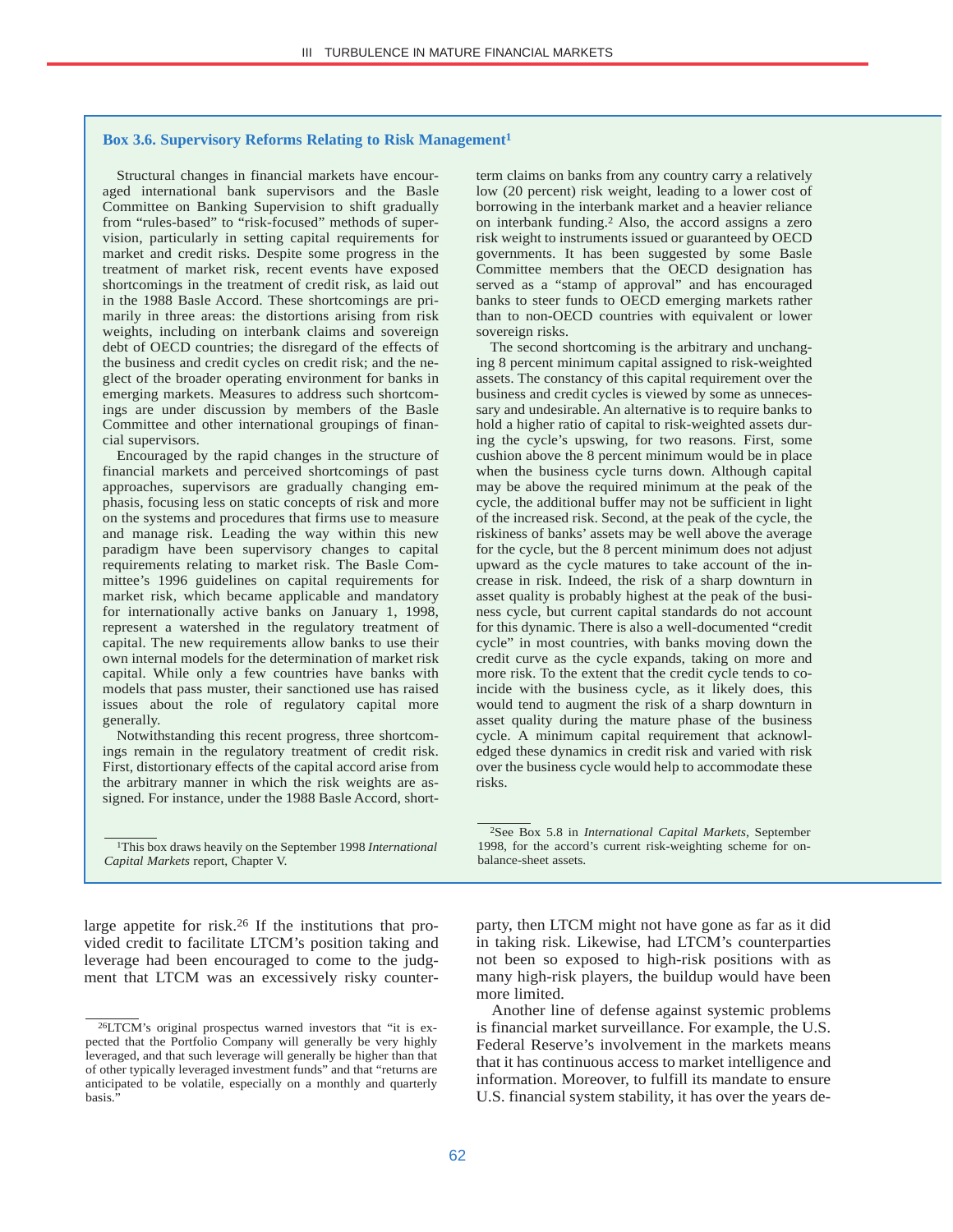### Box 3.6. Supervisory Reforms Relating to Risk Management[1]

Structural changes in financial markets have encouraged international bank supervisors and the Basle Committee on Banking Supervision to shift gradually from "rules-based" to "risk-focused" methods of supervision, particularly in setting capital requirements for market and credit risks. Despite some progress in the treatment of market risk, recent events have exposed shortcomings in the treatment of credit risk, as laid out in the 1988 Basle Accord. These shortcomings are primarily in three areas: the distortions arising from risk weights, including on interbank claims and sovereign debt of OECD countries; the disregard of the effects of the business and credit cycles on credit risk; and the neglect of the broader operating environment for banks in emerging markets. Measures to address such shortcomings are under discussion by members of the Basle Committee and other international groupings of financial supervisors.

Encouraged by the rapid changes in the structure of financial markets and perceived shortcomings of past approaches, supervisors are gradually changing emphasis, focusing less on static concepts of risk and more on the systems and procedures that firms use to measure and manage risk. Leading the way within this new paradigm have been supervisory changes to capital requirements relating to market risk. The Basle Committee's 1996 guidelines on capital requirements for market risk, which became applicable and mandatory for internationally active banks on January 1, 1998, represent a watershed in the regulatory treatment of capital. The new requirements allow banks to use their own internal models for the determination of market risk capital. While only a few countries have banks with models that pass muster, their sanctioned use has raised issues about the role of regulatory capital more generally.

Notwithstanding this recent progress, three shortcomings remain in the regulatory treatment of credit risk. First, distortionary effects of the capital accord arise from the arbitrary manner in which the risk weights are assigned. For instance, under the 1988 Basle Accord, short-term claims on banks from any country carry a relatively low (20 percent) risk weight, leading to a lower cost of borrowing in the interbank market and a heavier reliance on interbank funding.[2] Also, the accord assigns a zero risk weight to instruments issued or guaranteed by OECD governments. It has been suggested by some Basle Committee members that the OECD designation has served as a "stamp of approval" and has encouraged banks to steer funds to OECD emerging markets rather than to non-OECD countries with equivalent or lower sovereign risks.

The second shortcoming is the arbitrary and unchanging 8 percent minimum capital assigned to risk-weighted assets. The constancy of this capital requirement over the business and credit cycles is viewed by some as unnecessary and undesirable. An alternative is to require banks to hold a higher ratio of capital to risk-weighted assets during the cycle's upswing, for two reasons. First, some cushion above the 8 percent minimum would be in place when the business cycle turns down. Although capital may be above the required minimum at the peak of the cycle, the additional buffer may not be sufficient in light of the increased risk. Second, at the peak of the cycle, the riskiness of banks' assets may be well above the average for the cycle, but the 8 percent minimum does not adjust upward as the cycle matures to take account of the increase in risk. Indeed, the risk of a sharp downturn in asset quality is probably highest at the peak of the business cycle, but current capital standards do not account for this dynamic. There is also a well-documented "credit cycle" in most countries, with banks moving down the credit curve as the cycle expands, taking on more and more risk. To the extent that the credit cycle tends to coincide with the business cycle, as it likely does, this would tend to augment the risk of a sharp downturn in asset quality during the mature phase of the business cycle. A minimum capital requirement that acknowledged these dynamics in credit risk and varied with risk over the business cycle would help to accommodate these risks.

[1]This box draws heavily on the September 1998 *International Capital Markets* report, Chapter V.

[2]See Box 5.8 in *International Capital Markets*, September 1998, for the accord's current risk-weighting scheme for on-balance-sheet assets.

---

large appetite for risk.[26] If the institutions that provided credit to facilitate LTCM's position taking and leverage had been encouraged to come to the judgment that LTCM was an excessively risky counterparty, then LTCM might not have gone as far as it did in taking risk. Likewise, had LTCM's counterparties not been so exposed to high-risk positions with as many high-risk players, the buildup would have been more limited.

Another line of defense against systemic problems is financial market surveillance. For example, the U.S. Federal Reserve's involvement in the markets means that it has continuous access to market intelligence and information. Moreover, to fulfill its mandate to ensure U.S. financial system stability, it has over the years de-

[26]LTCM's original prospectus warned investors that "it is expected that the Portfolio Company will generally be very highly leveraged, and that such leverage will generally be higher than that of other typically leveraged investment funds" and that "returns are anticipated to be volatile, especially on a monthly and quarterly basis."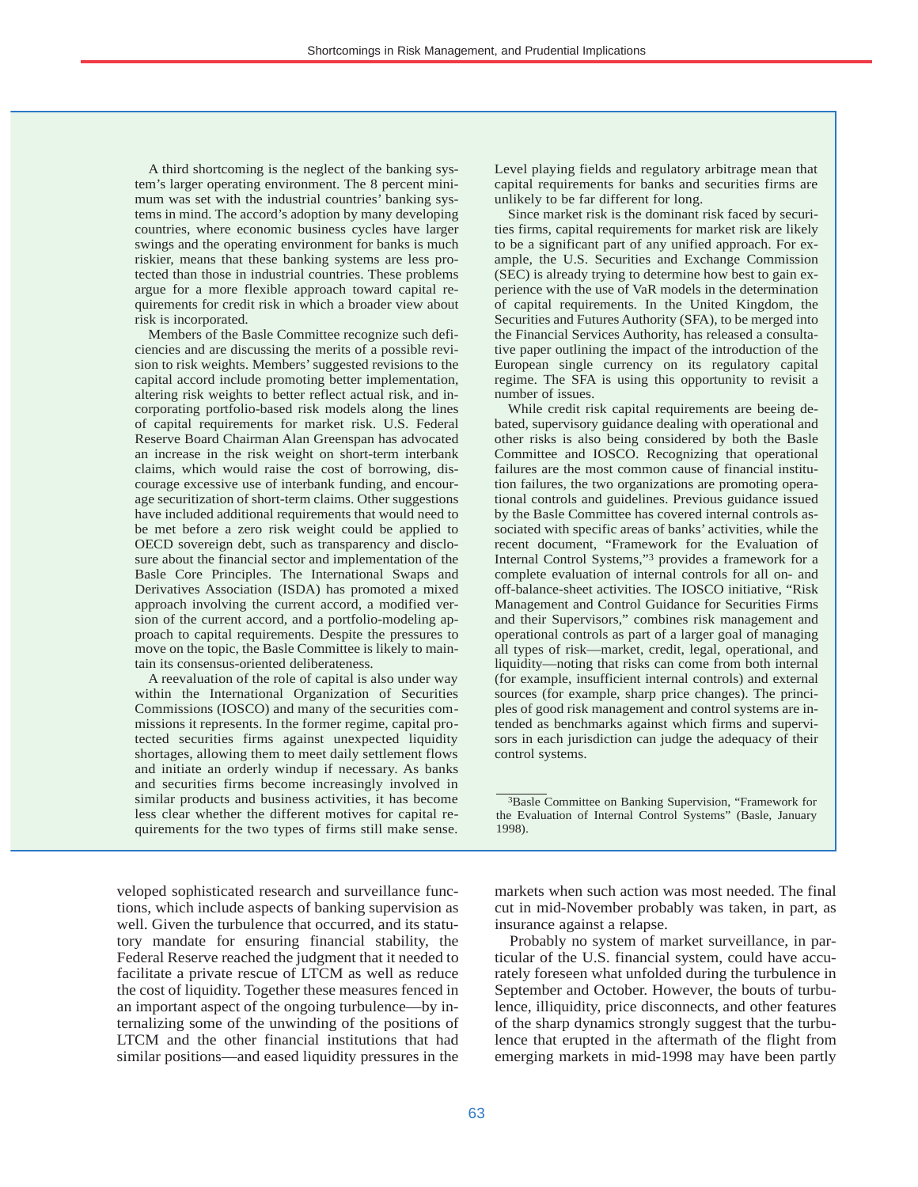A third shortcoming is the neglect of the banking system's larger operating environment. The 8 percent minimum was set with the industrial countries' banking systems in mind. The accord's adoption by many developing countries, where economic business cycles have larger swings and the operating environment for banks is much riskier, means that these banking systems are less protected than those in industrial countries. These problems argue for a more flexible approach toward capital requirements for credit risk in which a broader view about risk is incorporated.

Members of the Basle Committee recognize such deficiencies and are discussing the merits of a possible revision to risk weights. Members' suggested revisions to the capital accord include promoting better implementation, altering risk weights to better reflect actual risk, and incorporating portfolio-based risk models along the lines of capital requirements for market risk. U.S. Federal Reserve Board Chairman Alan Greenspan has advocated an increase in the risk weight on short-term interbank claims, which would raise the cost of borrowing, discourage excessive use of interbank funding, and encourage securitization of short-term claims. Other suggestions have included additional requirements that would need to be met before a zero risk weight could be applied to OECD sovereign debt, such as transparency and disclosure about the financial sector and implementation of the Basle Core Principles. The International Swaps and Derivatives Association (ISDA) has promoted a mixed approach involving the current accord, a modified version of the current accord, and a portfolio-modeling approach to capital requirements. Despite the pressures to move on the topic, the Basle Committee is likely to maintain its consensus-oriented deliberateness.

A reevaluation of the role of capital is also under way within the International Organization of Securities Commissions (IOSCO) and many of the securities commissions it represents. In the former regime, capital protected securities firms against unexpected liquidity shortages, allowing them to meet daily settlement flows and initiate an orderly windup if necessary. As banks and securities firms become increasingly involved in similar products and business activities, it has become less clear whether the different motives for capital requirements for the two types of firms still make sense. Level playing fields and regulatory arbitrage mean that capital requirements for banks and securities firms are unlikely to be far different for long.

Since market risk is the dominant risk faced by securities firms, capital requirements for market risk are likely to be a significant part of any unified approach. For example, the U.S. Securities and Exchange Commission (SEC) is already trying to determine how best to gain experience with the use of VaR models in the determination of capital requirements. In the United Kingdom, the Securities and Futures Authority (SFA), to be merged into the Financial Services Authority, has released a consultative paper outlining the impact of the introduction of the European single currency on its regulatory capital regime. The SFA is using this opportunity to revisit a number of issues.

While credit risk capital requirements are beeing debated, supervisory guidance dealing with operational and other risks is also being considered by both the Basle Committee and IOSCO. Recognizing that operational failures are the most common cause of financial institution failures, the two organizations are promoting operational controls and guidelines. Previous guidance issued by the Basle Committee has covered internal controls associated with specific areas of banks' activities, while the recent document, "Framework for the Evaluation of Internal Control Systems,"[3] provides a framework for a complete evaluation of internal controls for all on- and off-balance-sheet activities. The IOSCO initiative, "Risk Management and Control Guidance for Securities Firms and their Supervisors," combines risk management and operational controls as part of a larger goal of managing all types of risk—market, credit, legal, operational, and liquidity—noting that risks can come from both internal (for example, insufficient internal controls) and external sources (for example, sharp price changes). The principles of good risk management and control systems are intended as benchmarks against which firms and supervisors in each jurisdiction can judge the adequacy of their control systems.

[3]Basle Committee on Banking Supervision, "Framework for the Evaluation of Internal Control Systems" (Basle, January 1998).

veloped sophisticated research and surveillance functions, which include aspects of banking supervision as well. Given the turbulence that occurred, and its statutory mandate for ensuring financial stability, the Federal Reserve reached the judgment that it needed to facilitate a private rescue of LTCM as well as reduce the cost of liquidity. Together these measures fenced in an important aspect of the ongoing turbulence—by internalizing some of the unwinding of the positions of LTCM and the other financial institutions that had similar positions—and eased liquidity pressures in the markets when such action was most needed. The final cut in mid-November probably was taken, in part, as insurance against a relapse.

Probably no system of market surveillance, in particular of the U.S. financial system, could have accurately foreseen what unfolded during the turbulence in September and October. However, the bouts of turbulence, illiquidity, price disconnects, and other features of the sharp dynamics strongly suggest that the turbulence that erupted in the aftermath of the flight from emerging markets in mid-1998 may have been partly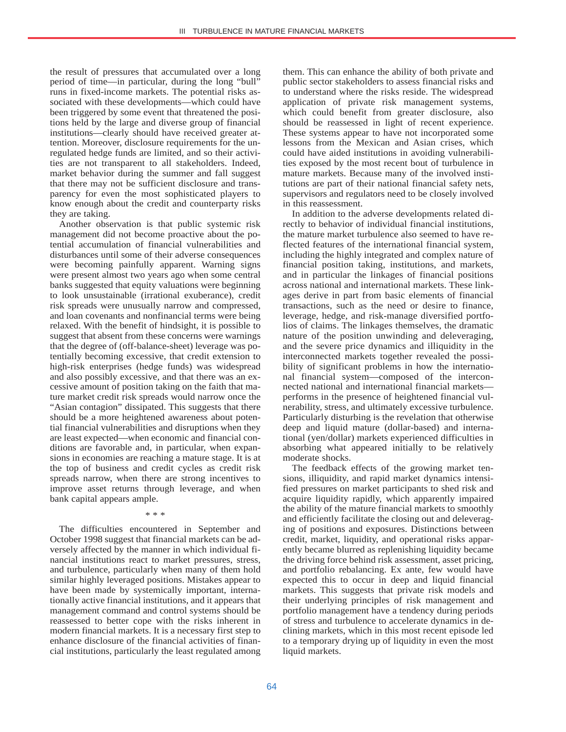the result of pressures that accumulated over a long period of time—in particular, during the long "bull" runs in fixed-income markets. The potential risks associated with these developments—which could have been triggered by some event that threatened the positions held by the large and diverse group of financial institutions—clearly should have received greater attention. Moreover, disclosure requirements for the unregulated hedge funds are limited, and so their activities are not transparent to all stakeholders. Indeed, market behavior during the summer and fall suggest that there may not be sufficient disclosure and transparency for even the most sophisticated players to know enough about the credit and counterparty risks they are taking.

Another observation is that public systemic risk management did not become proactive about the potential accumulation of financial vulnerabilities and disturbances until some of their adverse consequences were becoming painfully apparent. Warning signs were present almost two years ago when some central banks suggested that equity valuations were beginning to look unsustainable (irrational exuberance), credit risk spreads were unusually narrow and compressed, and loan covenants and nonfinancial terms were being relaxed. With the benefit of hindsight, it is possible to suggest that absent from these concerns were warnings that the degree of (off-balance-sheet) leverage was potentially becoming excessive, that credit extension to high-risk enterprises (hedge funds) was widespread and also possibly excessive, and that there was an excessive amount of position taking on the faith that mature market credit risk spreads would narrow once the "Asian contagion" dissipated. This suggests that there should be a more heightened awareness about potential financial vulnerabilities and disruptions when they are least expected—when economic and financial conditions are favorable and, in particular, when expansions in economies are reaching a mature stage. It is at the top of business and credit cycles as credit risk spreads narrow, when there are strong incentives to improve asset returns through leverage, and when bank capital appears ample.

\* \* \*

The difficulties encountered in September and October 1998 suggest that financial markets can be adversely affected by the manner in which individual financial institutions react to market pressures, stress, and turbulence, particularly when many of them hold similar highly leveraged positions. Mistakes appear to have been made by systemically important, internationally active financial institutions, and it appears that management command and control systems should be reassessed to better cope with the risks inherent in modern financial markets. It is a necessary first step to enhance disclosure of the financial activities of financial institutions, particularly the least regulated among them. This can enhance the ability of both private and public sector stakeholders to assess financial risks and to understand where the risks reside. The widespread application of private risk management systems, which could benefit from greater disclosure, also should be reassessed in light of recent experience. These systems appear to have not incorporated some lessons from the Mexican and Asian crises, which could have aided institutions in avoiding vulnerabilities exposed by the most recent bout of turbulence in mature markets. Because many of the involved institutions are part of their national financial safety nets, supervisors and regulators need to be closely involved in this reassessment.

In addition to the adverse developments related directly to behavior of individual financial institutions, the mature market turbulence also seemed to have reflected features of the international financial system, including the highly integrated and complex nature of financial position taking, institutions, and markets, and in particular the linkages of financial positions across national and international markets. These linkages derive in part from basic elements of financial transactions, such as the need or desire to finance, leverage, hedge, and risk-manage diversified portfolios of claims. The linkages themselves, the dramatic nature of the position unwinding and deleveraging, and the severe price dynamics and illiquidity in the interconnected markets together revealed the possibility of significant problems in how the international financial system—composed of the interconnected national and international financial markets—performs in the presence of heightened financial vulnerability, stress, and ultimately excessive turbulence. Particularly disturbing is the revelation that otherwise deep and liquid mature (dollar-based) and international (yen/dollar) markets experienced difficulties in absorbing what appeared initially to be relatively moderate shocks.

The feedback effects of the growing market tensions, illiquidity, and rapid market dynamics intensified pressures on market participants to shed risk and acquire liquidity rapidly, which apparently impaired the ability of the mature financial markets to smoothly and efficiently facilitate the closing out and deleveraging of positions and exposures. Distinctions between credit, market, liquidity, and operational risks apparently became blurred as replenishing liquidity became the driving force behind risk assessment, asset pricing, and portfolio rebalancing. Ex ante, few would have expected this to occur in deep and liquid financial markets. This suggests that private risk models and their underlying principles of risk management and portfolio management have a tendency during periods of stress and turbulence to accelerate dynamics in declining markets, which in this most recent episode led to a temporary drying up of liquidity in even the most liquid markets.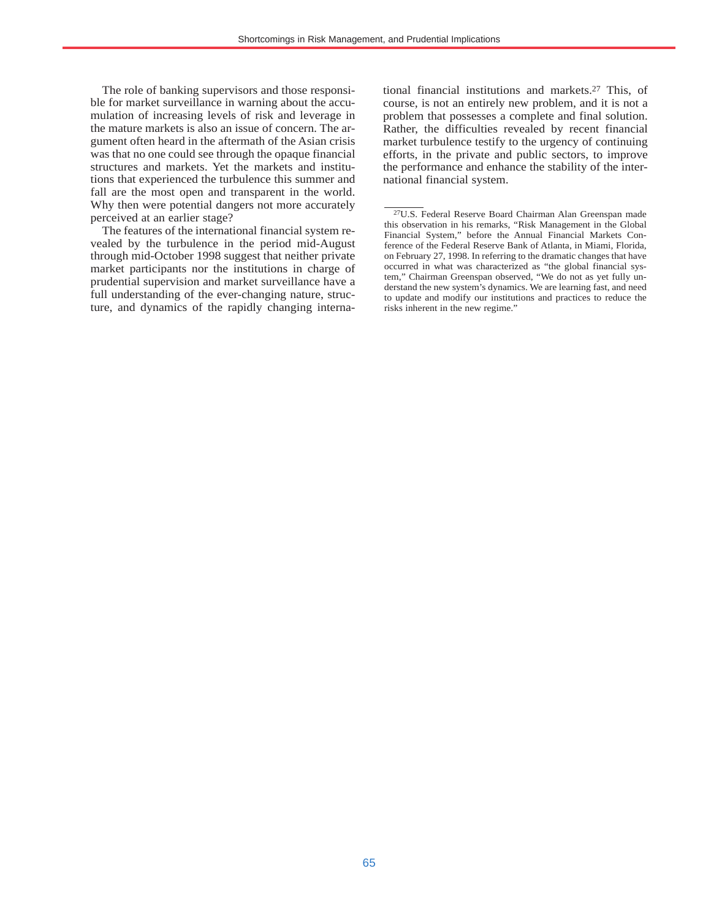The role of banking supervisors and those responsible for market surveillance in warning about the accumulation of increasing levels of risk and leverage in the mature markets is also an issue of concern. The argument often heard in the aftermath of the Asian crisis was that no one could see through the opaque financial structures and markets. Yet the markets and institutions that experienced the turbulence this summer and fall are the most open and transparent in the world. Why then were potential dangers not more accurately perceived at an earlier stage?

The features of the international financial system revealed by the turbulence in the period mid-August through mid-October 1998 suggest that neither private market participants nor the institutions in charge of prudential supervision and market surveillance have a full understanding of the ever-changing nature, structure, and dynamics of the rapidly changing international financial institutions and markets.[27] This, of course, is not an entirely new problem, and it is not a problem that possesses a complete and final solution. Rather, the difficulties revealed by recent financial market turbulence testify to the urgency of continuing efforts, in the private and public sectors, to improve the performance and enhance the stability of the international financial system.

---

[27]U.S. Federal Reserve Board Chairman Alan Greenspan made this observation in his remarks, "Risk Management in the Global Financial System," before the Annual Financial Markets Conference of the Federal Reserve Bank of Atlanta, in Miami, Florida, on February 27, 1998. In referring to the dramatic changes that have occurred in what was characterized as "the global financial system," Chairman Greenspan observed, "We do not as yet fully understand the new system's dynamics. We are learning fast, and need to update and modify our institutions and practices to reduce the risks inherent in the new regime."